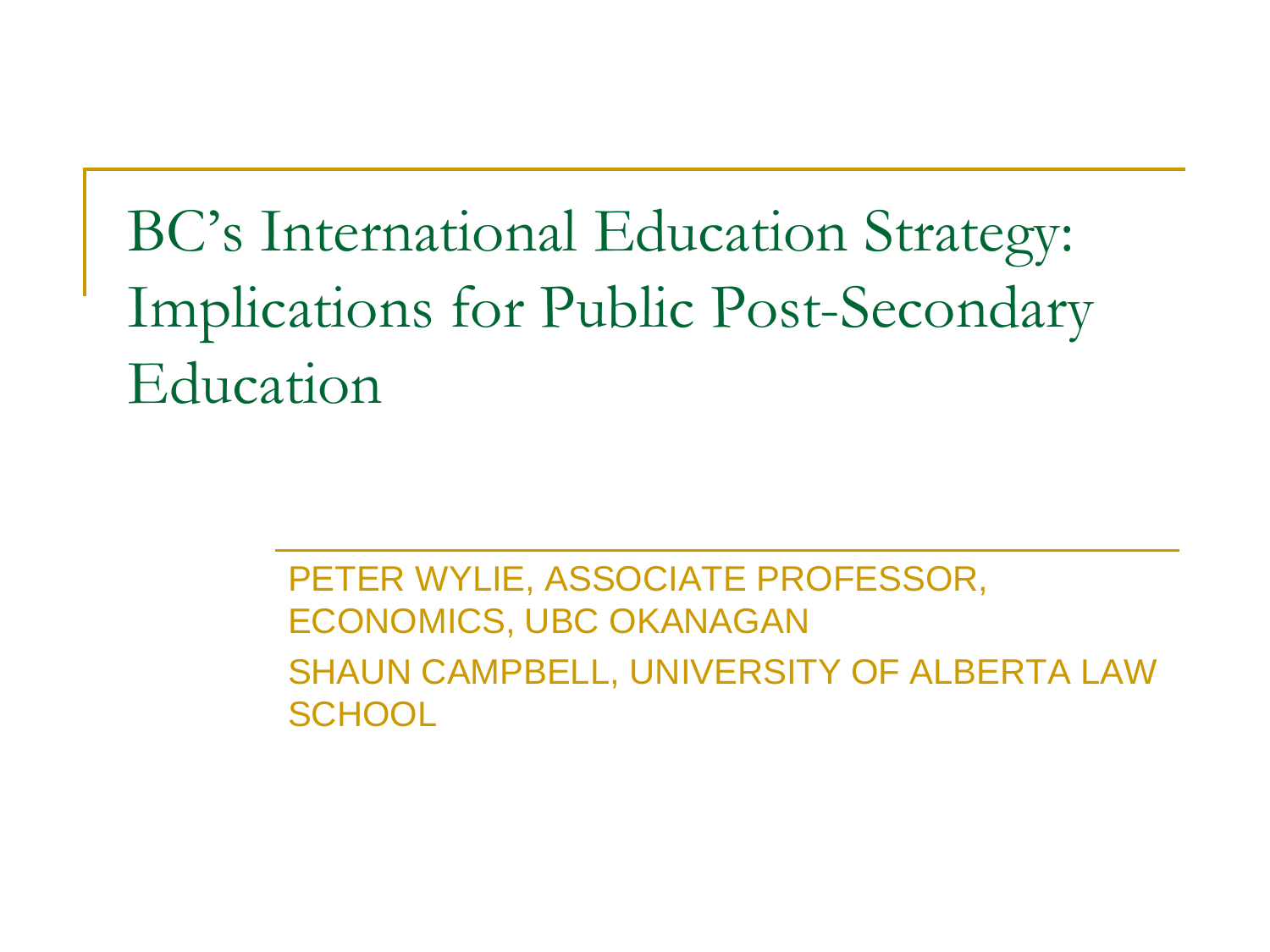# BC's International Education Strategy: Implications for Public Post-Secondary Education

PETER WYLIE, ASSOCIATE PROFESSOR, ECONOMICS, UBC OKANAGAN

SHAUN CAMPBELL, UNIVERSITY OF ALBERTA LAW SCHOOL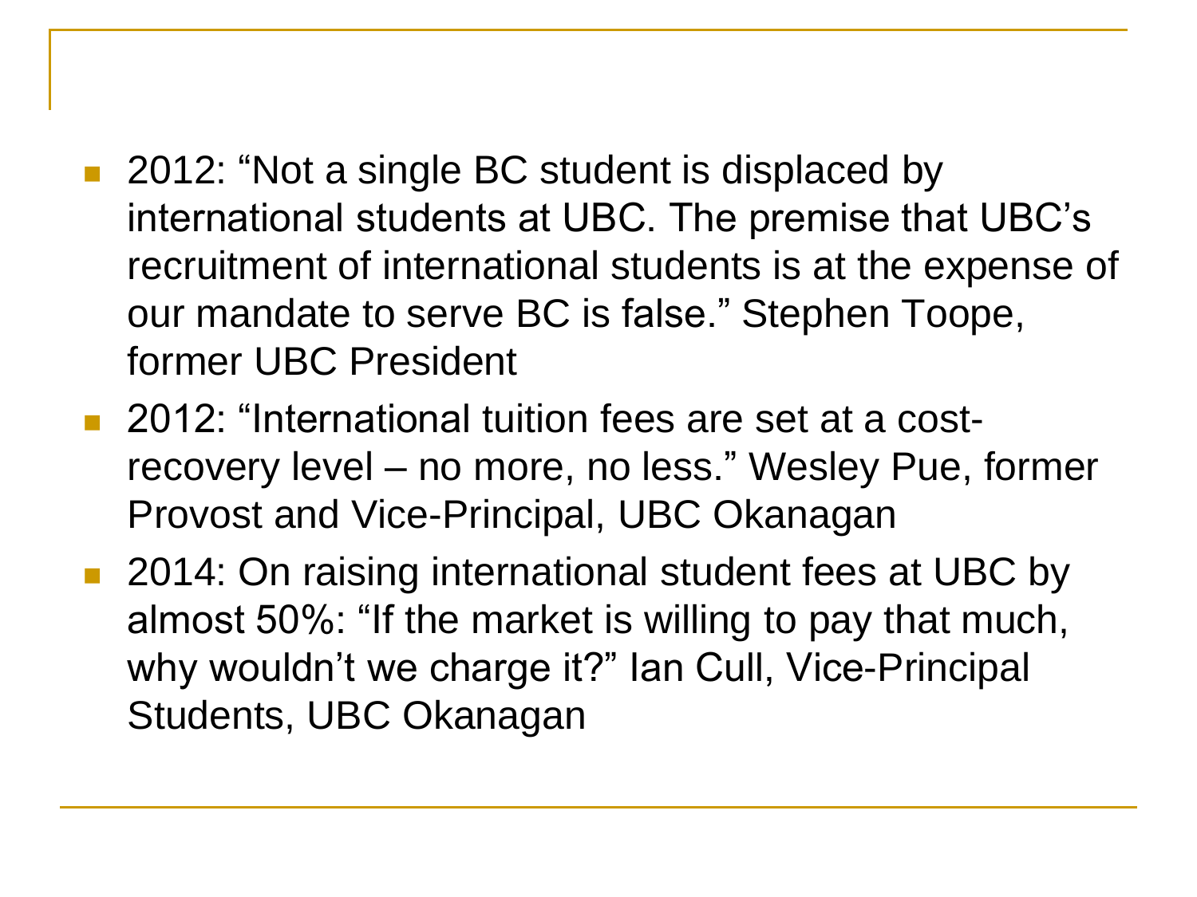- 2012: "Not a single BC student is displaced by international students at UBC. The premise that UBC's recruitment of international students is at the expense of our mandate to serve BC is false." Stephen Toope, former UBC President
- 2012: "International tuition fees are set at a cost-recovery level – no more, no less." Wesley Pue, former Provost and Vice-Principal, UBC Okanagan
- 2014: On raising international student fees at UBC by almost 50%: "If the market is willing to pay that much, why wouldn't we charge it?" Ian Cull, Vice-Principal Students, UBC Okanagan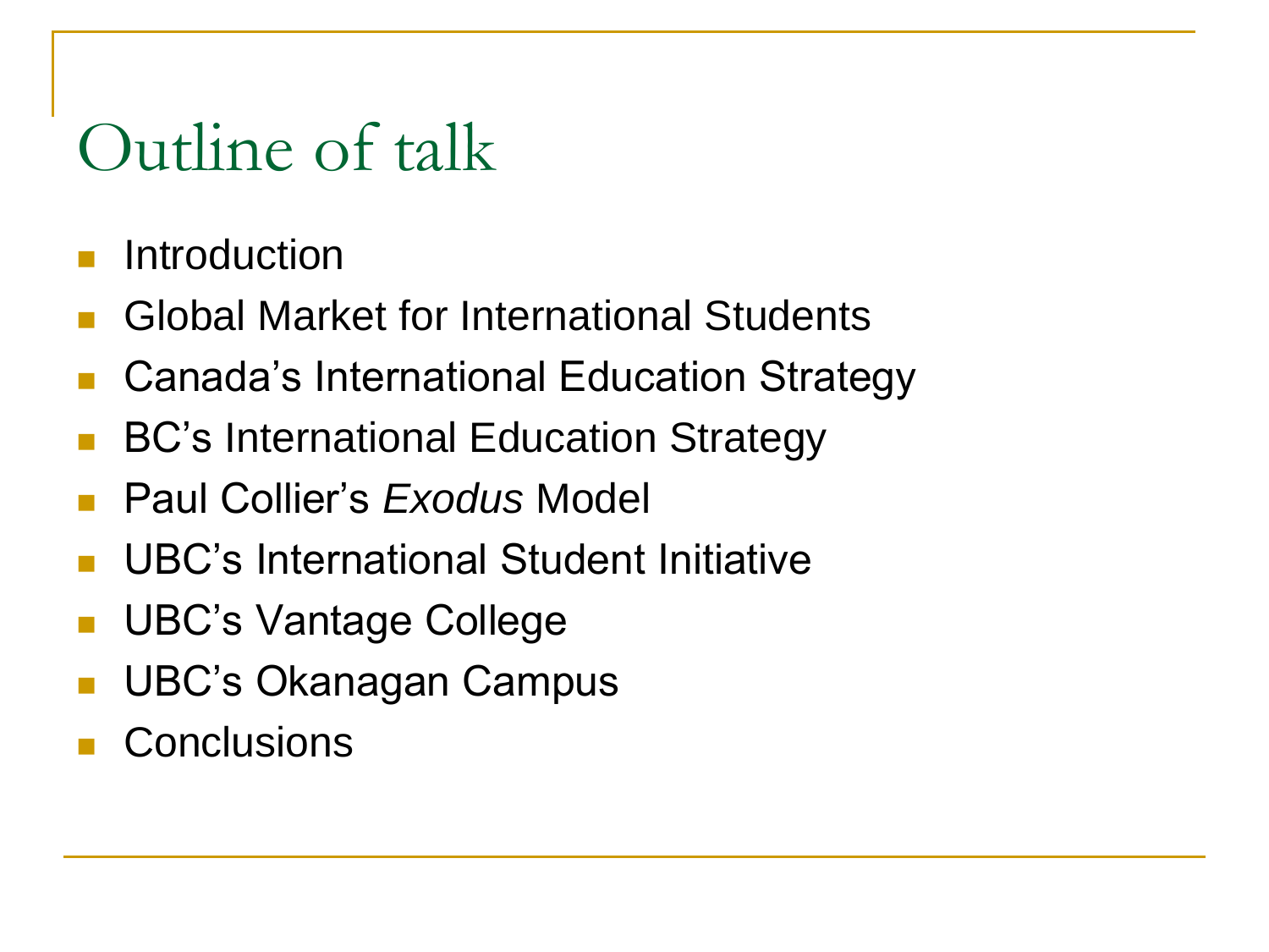# Outline of talk

- Introduction
- Global Market for International Students
- Canada's International Education Strategy
- BC's International Education Strategy
- Paul Collier's *Exodus* Model
- UBC's International Student Initiative
- UBC's Vantage College
- UBC's Okanagan Campus
- Conclusions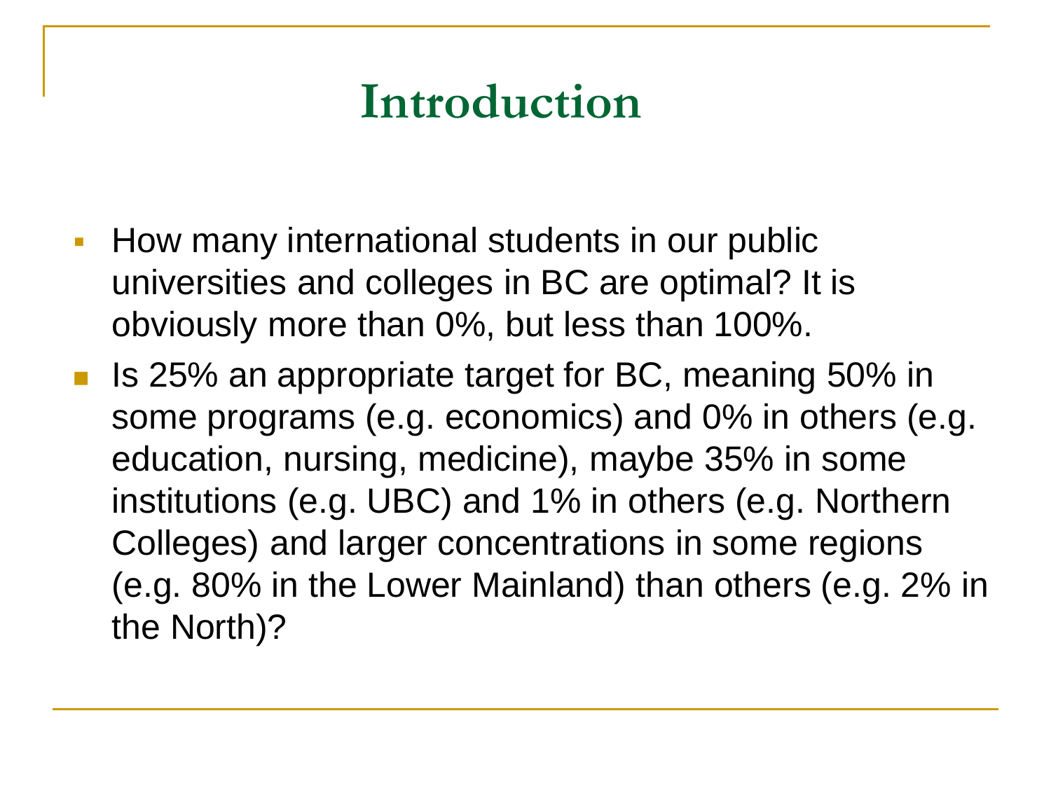# Introduction

- How many international students in our public universities and colleges in BC are optimal? It is obviously more than 0%, but less than 100%.
- Is 25% an appropriate target for BC, meaning 50% in some programs (e.g. economics) and 0% in others (e.g. education, nursing, medicine), maybe 35% in some institutions (e.g. UBC) and 1% in others (e.g. Northern Colleges) and larger concentrations in some regions (e.g. 80% in the Lower Mainland) than others (e.g. 2% in the North)?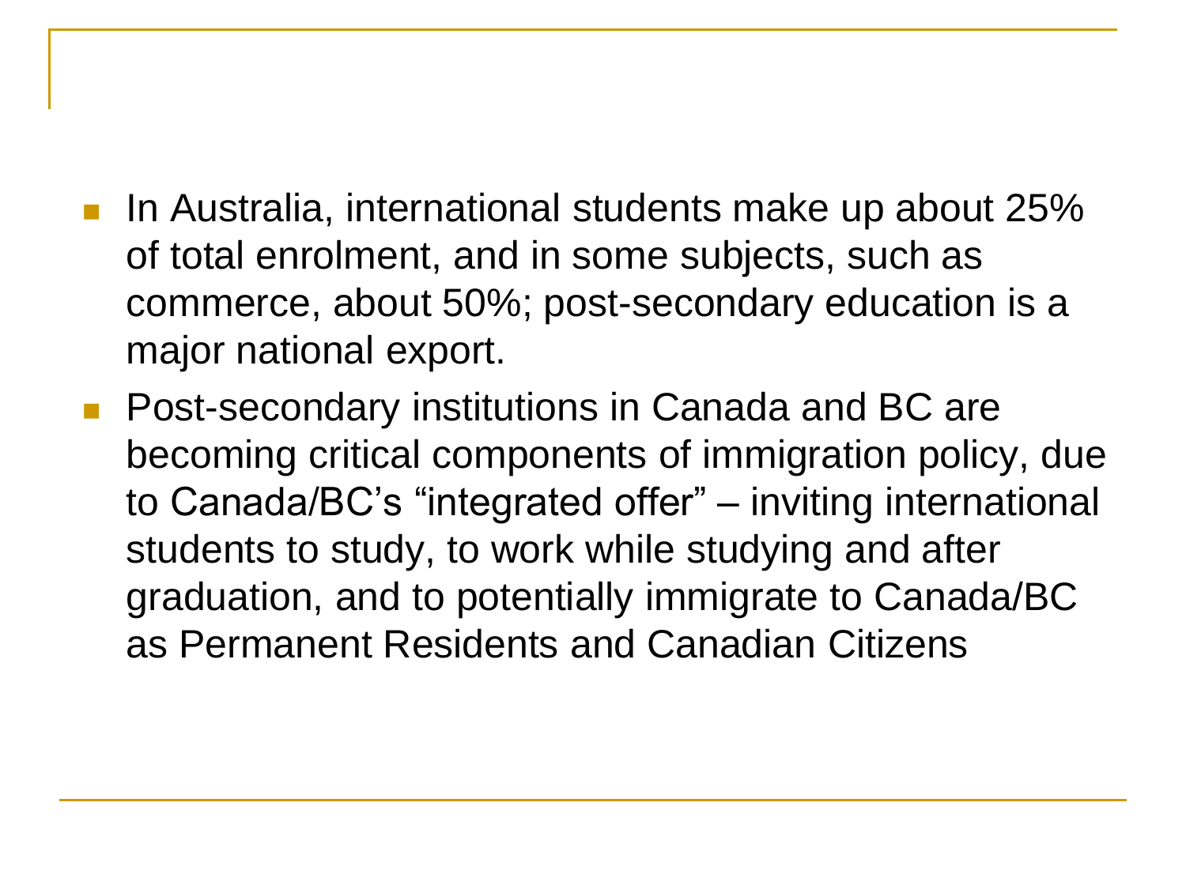- In Australia, international students make up about 25% of total enrolment, and in some subjects, such as commerce, about 50%; post-secondary education is a major national export.
- Post-secondary institutions in Canada and BC are becoming critical components of immigration policy, due to Canada/BC's "integrated offer" – inviting international students to study, to work while studying and after graduation, and to potentially immigrate to Canada/BC as Permanent Residents and Canadian Citizens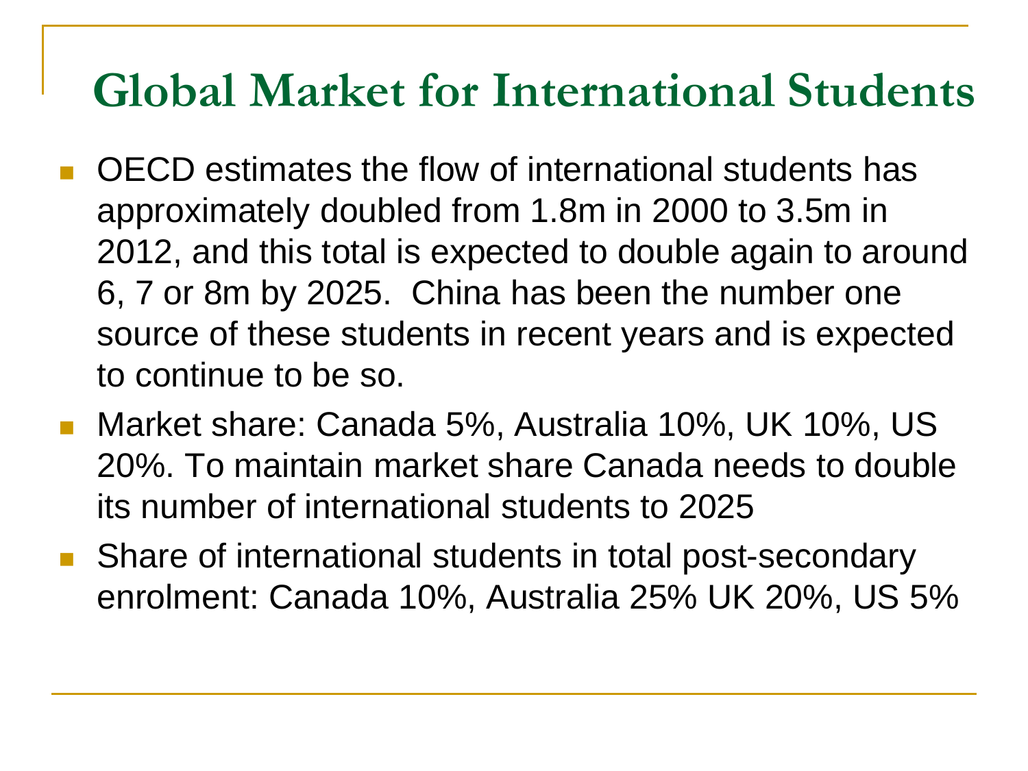# Global Market for International Students

- OECD estimates the flow of international students has approximately doubled from 1.8m in 2000 to 3.5m in 2012, and this total is expected to double again to around 6, 7 or 8m by 2025. China has been the number one source of these students in recent years and is expected to continue to be so.
- Market share: Canada 5%, Australia 10%, UK 10%, US 20%. To maintain market share Canada needs to double its number of international students to 2025
- Share of international students in total post-secondary enrolment: Canada 10%, Australia 25% UK 20%, US 5%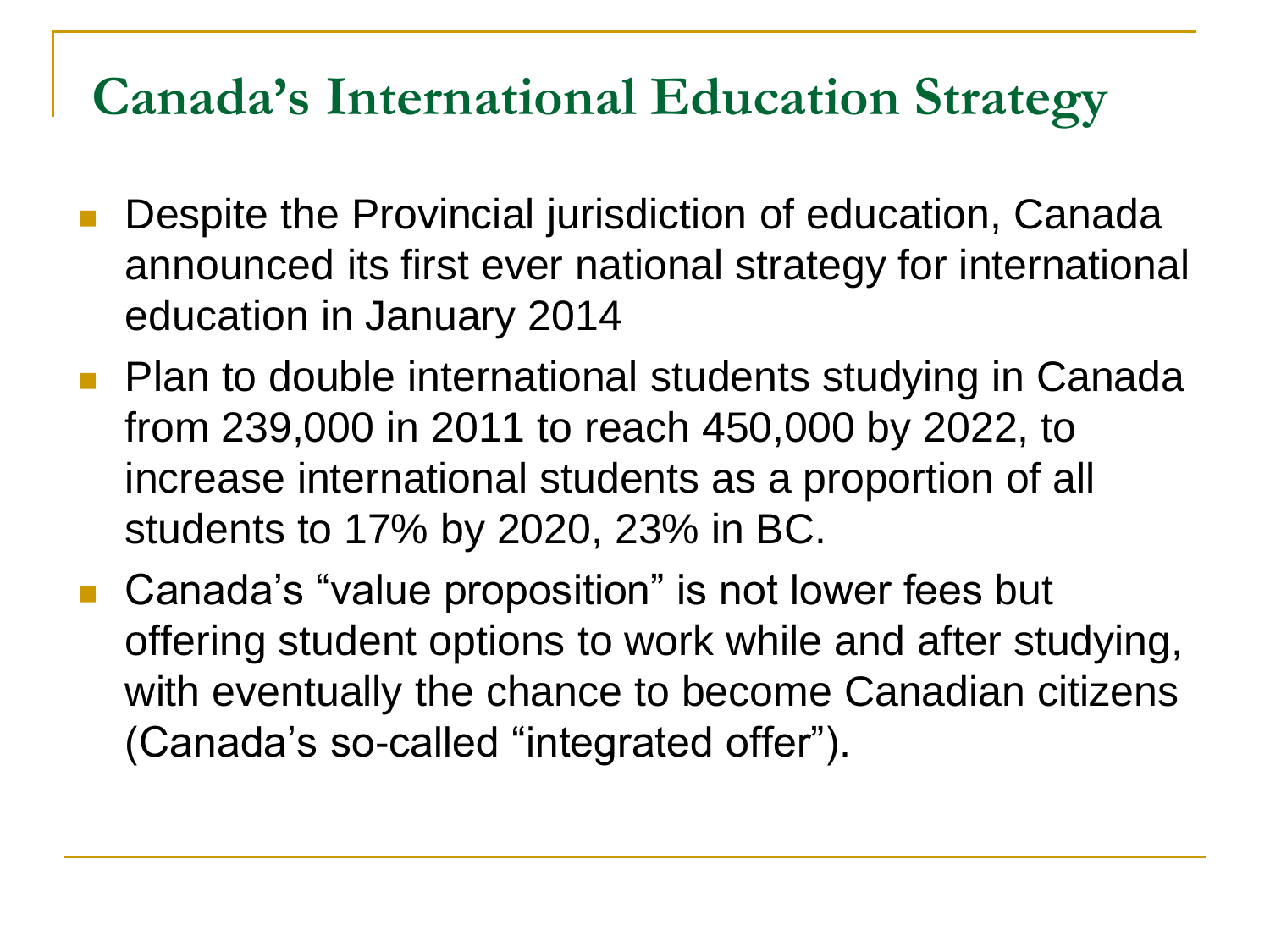# Canada's International Education Strategy

- Despite the Provincial jurisdiction of education, Canada announced its first ever national strategy for international education in January 2014
- Plan to double international students studying in Canada from 239,000 in 2011 to reach 450,000 by 2022, to increase international students as a proportion of all students to 17% by 2020, 23% in BC.
- Canada's "value proposition" is not lower fees but offering student options to work while and after studying, with eventually the chance to become Canadian citizens (Canada's so-called "integrated offer").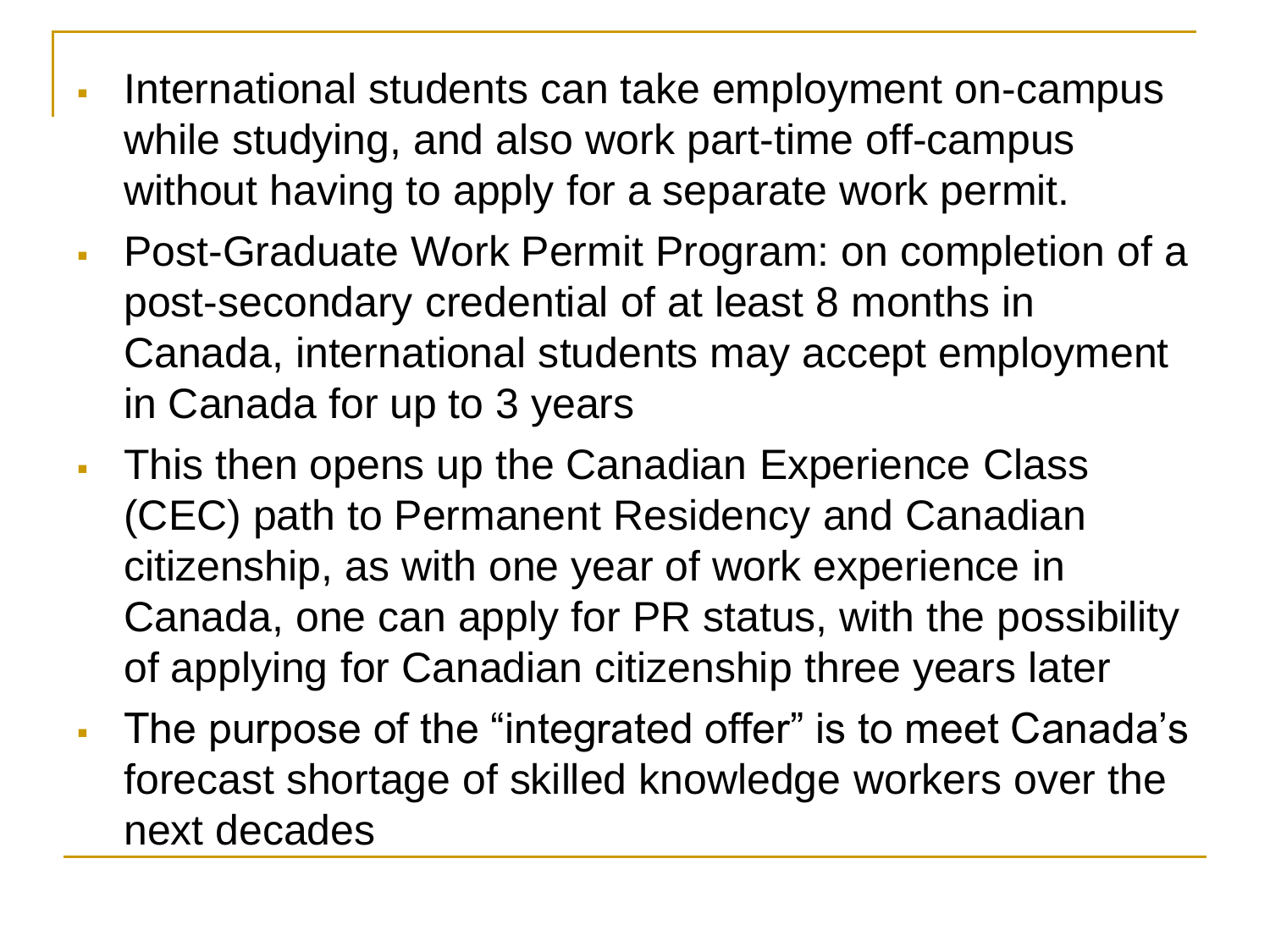- International students can take employment on-campus while studying, and also work part-time off-campus without having to apply for a separate work permit.
- Post-Graduate Work Permit Program: on completion of a post-secondary credential of at least 8 months in Canada, international students may accept employment in Canada for up to 3 years
- This then opens up the Canadian Experience Class (CEC) path to Permanent Residency and Canadian citizenship, as with one year of work experience in Canada, one can apply for PR status, with the possibility of applying for Canadian citizenship three years later
- The purpose of the "integrated offer" is to meet Canada's forecast shortage of skilled knowledge workers over the next decades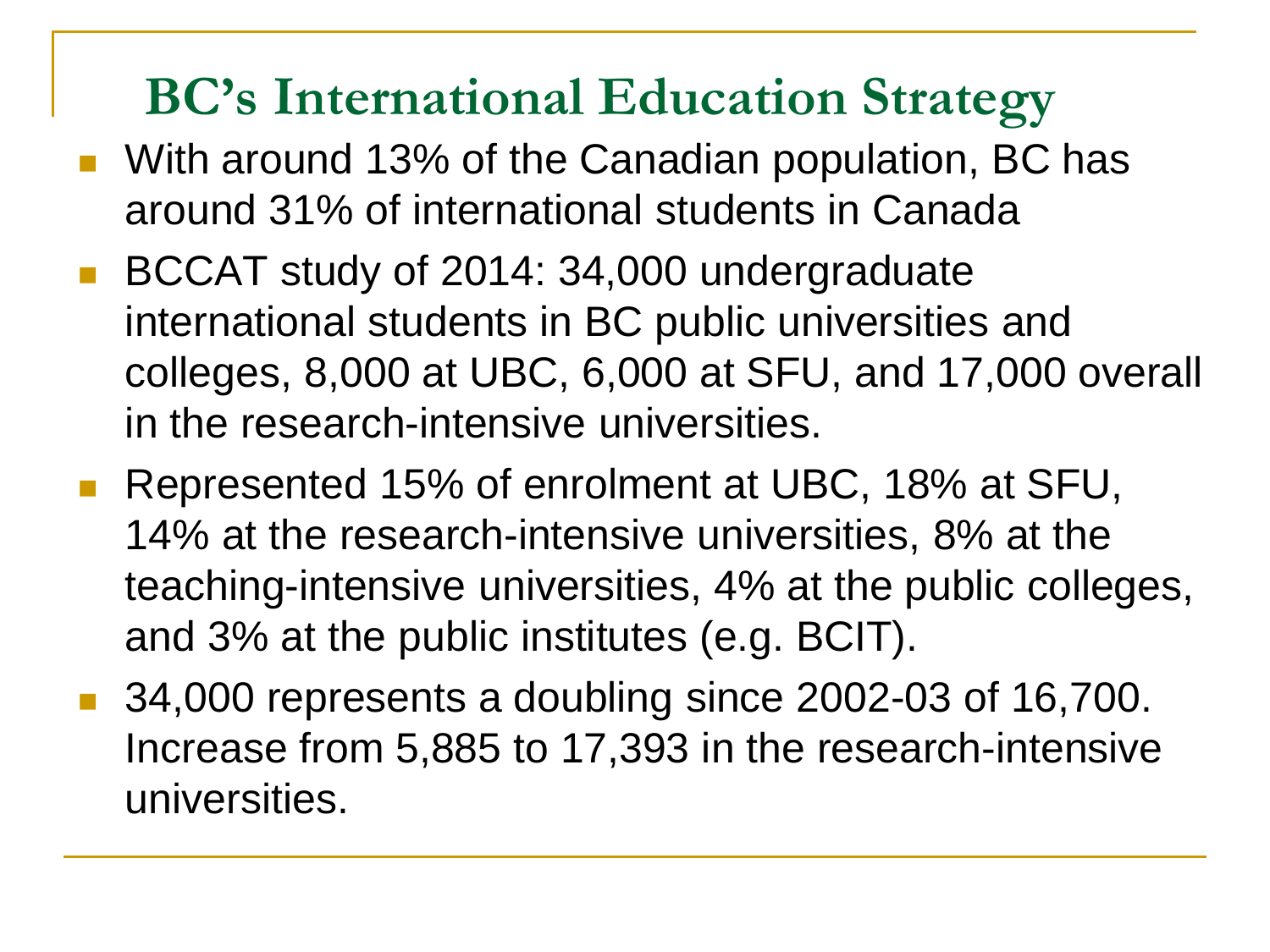# BC's International Education Strategy

- With around 13% of the Canadian population, BC has around 31% of international students in Canada
- BCCAT study of 2014: 34,000 undergraduate international students in BC public universities and colleges, 8,000 at UBC, 6,000 at SFU, and 17,000 overall in the research-intensive universities.
- Represented 15% of enrolment at UBC, 18% at SFU, 14% at the research-intensive universities, 8% at the teaching-intensive universities, 4% at the public colleges, and 3% at the public institutes (e.g. BCIT).
- 34,000 represents a doubling since 2002-03 of 16,700. Increase from 5,885 to 17,393 in the research-intensive universities.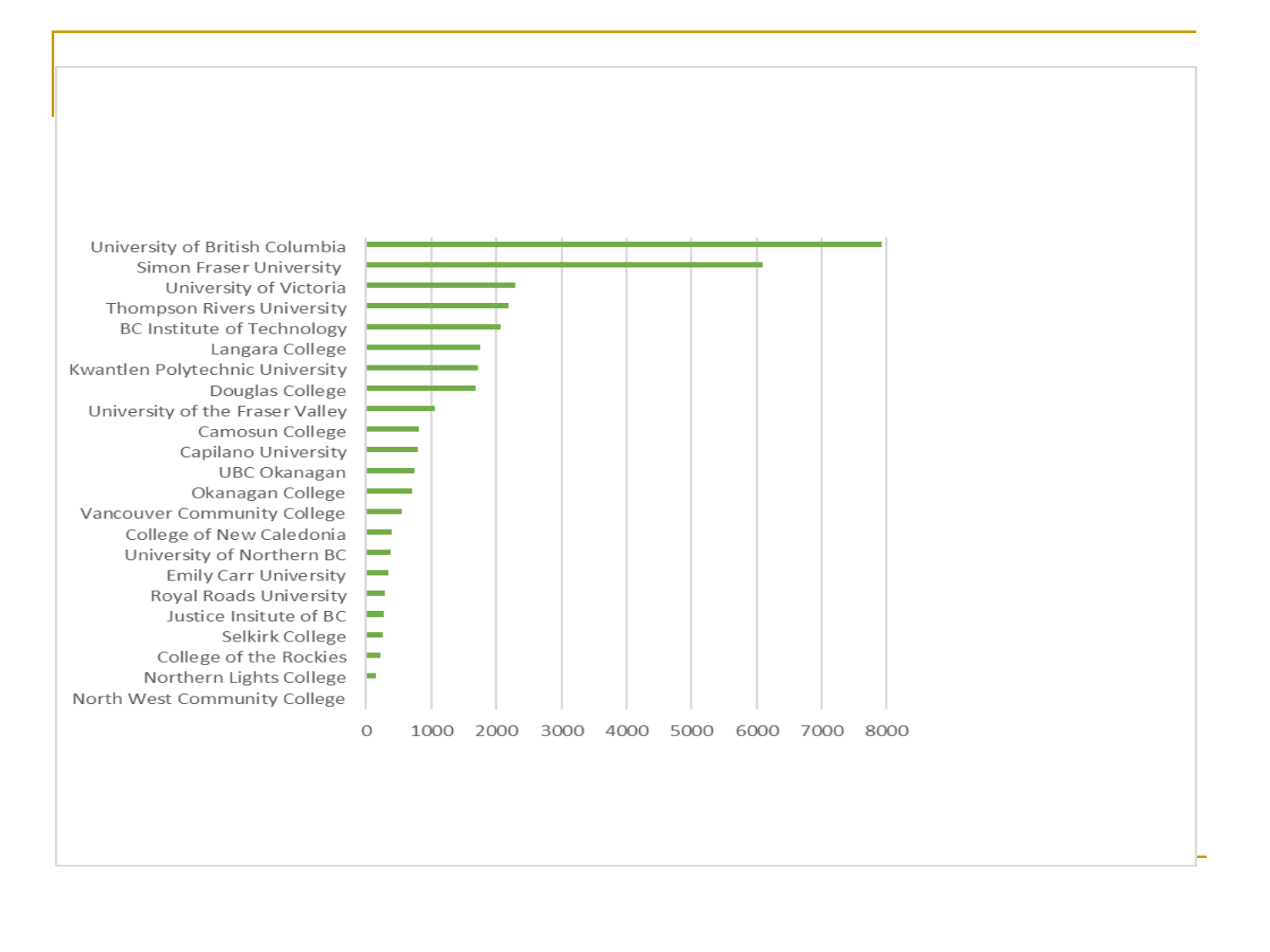| Institution | Value (approx.) |
|---|---|
| University of British Columbia | ~7900 |
| Simon Fraser University | ~6100 |
| University of Victoria | ~2300 |
| Thompson Rivers University | ~2200 |
| BC Institute of Technology | ~2050 |
| Langara College | ~1750 |
| Kwantlen Polytechnic University | ~1700 |
| Douglas College | ~1700 |
| University of the Fraser Valley | ~1050 |
| Camosun College | ~800 |
| Capilano University | ~800 |
| UBC Okanagan | ~750 |
| Okanagan College | ~700 |
| Vancouver Community College | ~550 |
| College of New Caledonia | ~400 |
| University of Northern BC | ~380 |
| Emily Carr University | ~340 |
| Royal Roads University | ~290 |
| Justice Insitute of BC | ~270 |
| Selkirk College | ~250 |
| College of the Rockies | ~220 |
| Northern Lights College | ~150 |
| North West Community College | ~0 |

Axis: 0, 1000, 2000, 3000, 4000, 5000, 6000, 7000, 8000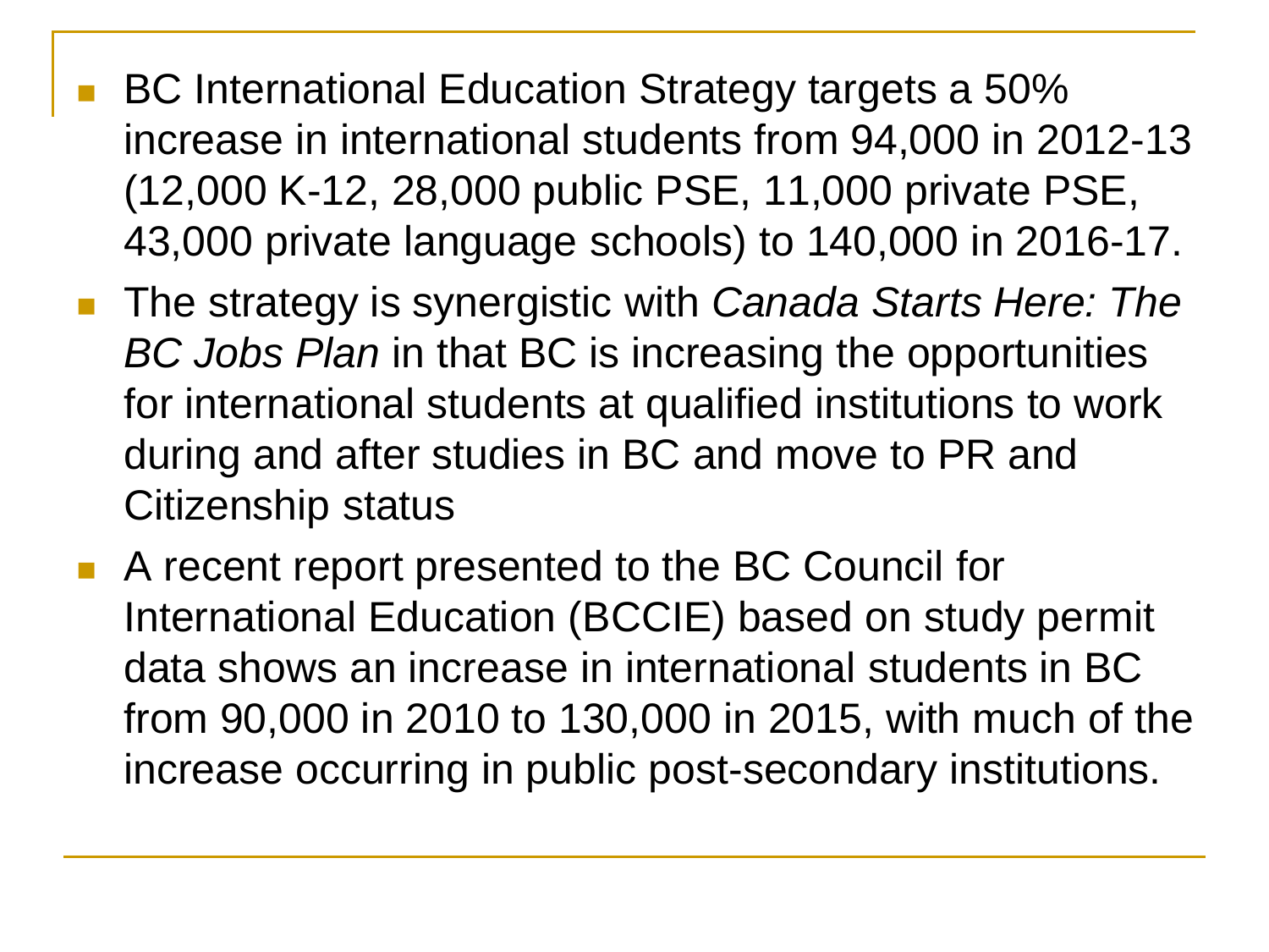- BC International Education Strategy targets a 50% increase in international students from 94,000 in 2012-13 (12,000 K-12, 28,000 public PSE, 11,000 private PSE, 43,000 private language schools) to 140,000 in 2016-17.
- The strategy is synergistic with *Canada Starts Here: The BC Jobs Plan* in that BC is increasing the opportunities for international students at qualified institutions to work during and after studies in BC and move to PR and Citizenship status
- A recent report presented to the BC Council for International Education (BCCIE) based on study permit data shows an increase in international students in BC from 90,000 in 2010 to 130,000 in 2015, with much of the increase occurring in public post-secondary institutions.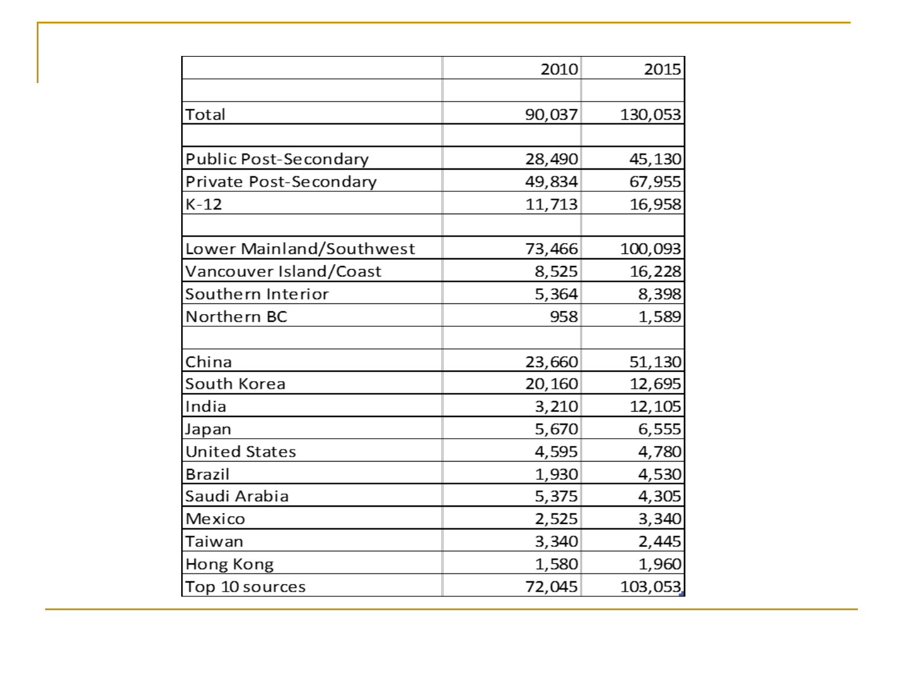| | 2010 | 2015 |
|---|---|---|
| | | |
| Total | 90,037 | 130,053 |
| | | |
| Public Post-Secondary | 28,490 | 45,130 |
| Private Post-Secondary | 49,834 | 67,955 |
| K-12 | 11,713 | 16,958 |
| | | |
| Lower Mainland/Southwest | 73,466 | 100,093 |
| Vancouver Island/Coast | 8,525 | 16,228 |
| Southern Interior | 5,364 | 8,398 |
| Northern BC | 958 | 1,589 |
| | | |
| China | 23,660 | 51,130 |
| South Korea | 20,160 | 12,695 |
| India | 3,210 | 12,105 |
| Japan | 5,670 | 6,555 |
| United States | 4,595 | 4,780 |
| Brazil | 1,930 | 4,530 |
| Saudi Arabia | 5,375 | 4,305 |
| Mexico | 2,525 | 3,340 |
| Taiwan | 3,340 | 2,445 |
| Hong Kong | 1,580 | 1,960 |
| Top 10 sources | 72,045 | 103,053 |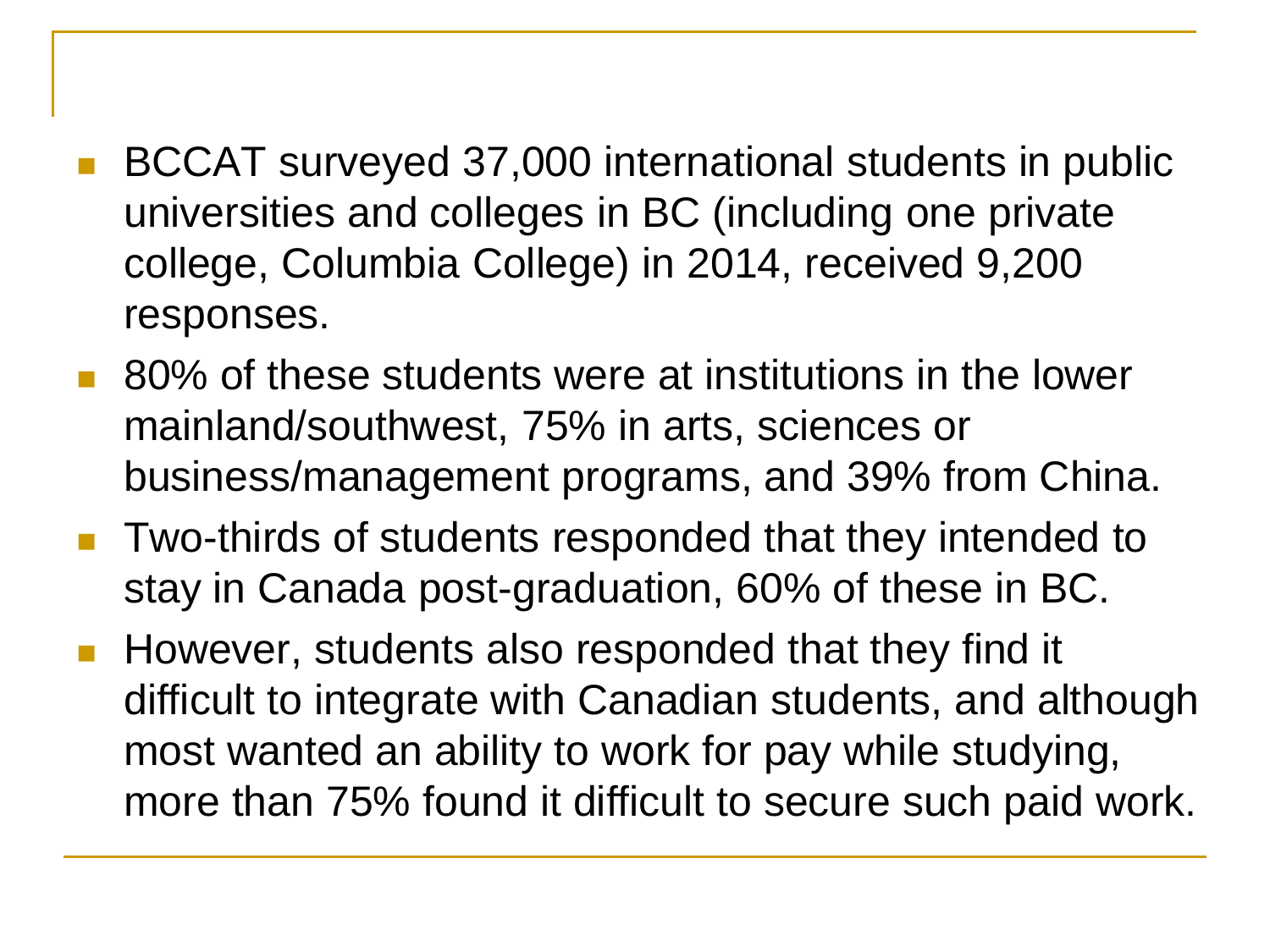- BCCAT surveyed 37,000 international students in public universities and colleges in BC (including one private college, Columbia College) in 2014, received 9,200 responses.
- 80% of these students were at institutions in the lower mainland/southwest, 75% in arts, sciences or business/management programs, and 39% from China.
- Two-thirds of students responded that they intended to stay in Canada post-graduation, 60% of these in BC.
- However, students also responded that they find it difficult to integrate with Canadian students, and although most wanted an ability to work for pay while studying, more than 75% found it difficult to secure such paid work.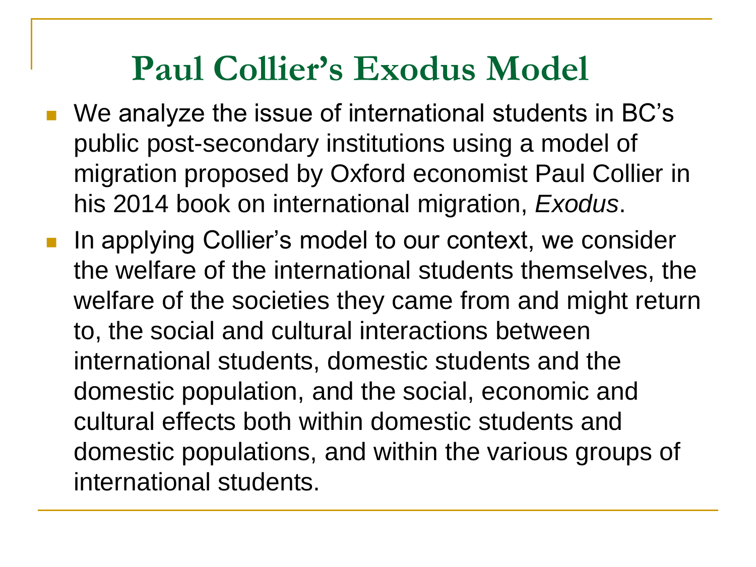# Paul Collier's Exodus Model

- We analyze the issue of international students in BC's public post-secondary institutions using a model of migration proposed by Oxford economist Paul Collier in his 2014 book on international migration, *Exodus*.
- In applying Collier's model to our context, we consider the welfare of the international students themselves, the welfare of the societies they came from and might return to, the social and cultural interactions between international students, domestic students and the domestic population, and the social, economic and cultural effects both within domestic students and domestic populations, and within the various groups of international students.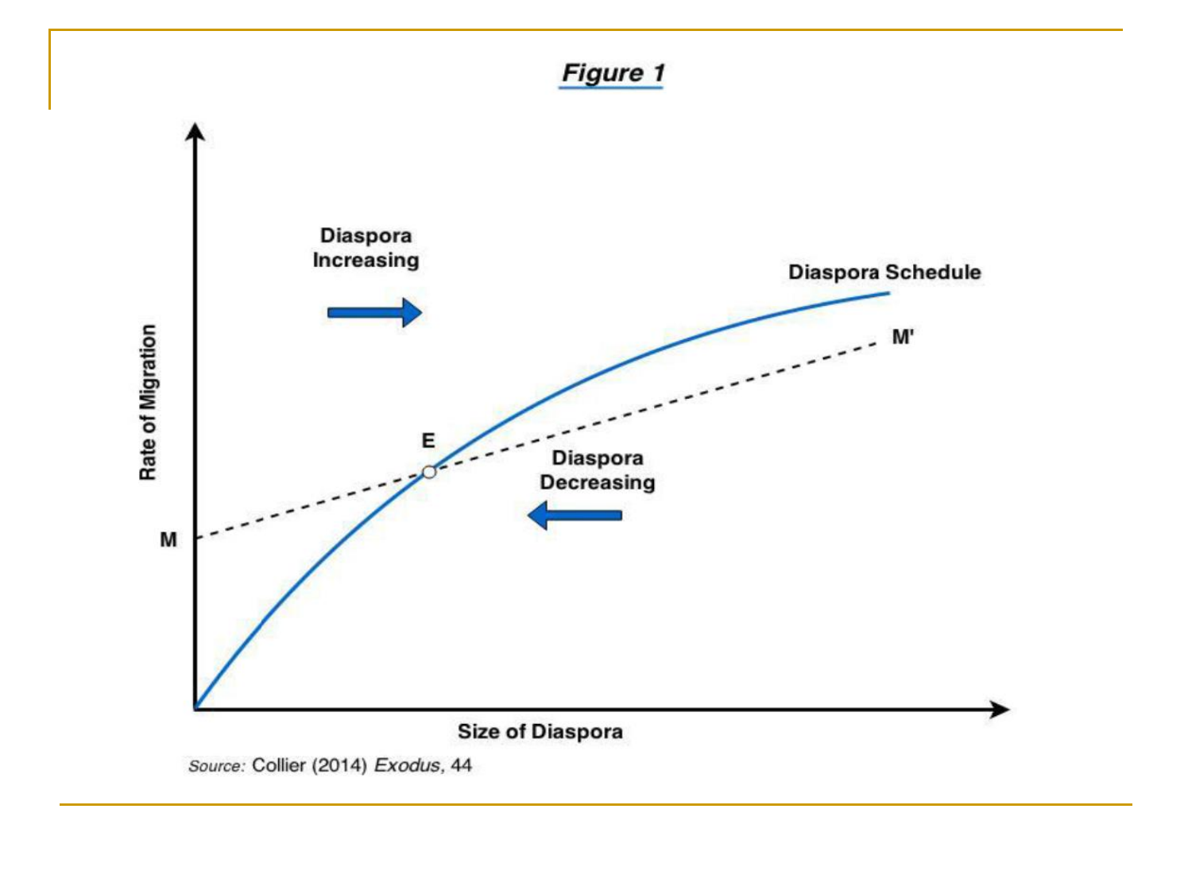## *Figure 1*

Diaspora Increasing

Diaspora Schedule

M'

E

Diaspora Decreasing

M

Rate of Migration

Size of Diaspora

*Source:* Collier (2014) *Exodus*, 44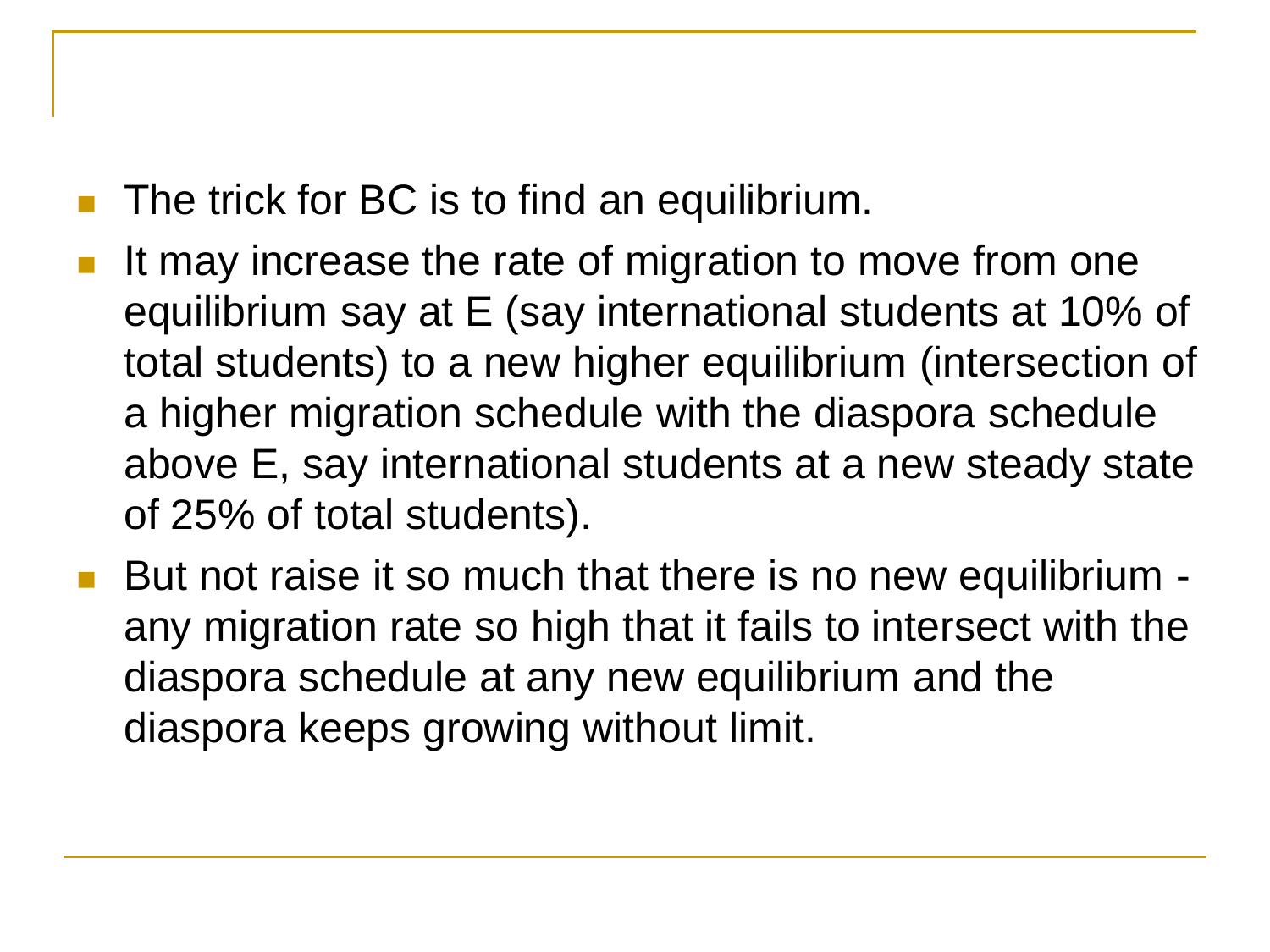- The trick for BC is to find an equilibrium.
- It may increase the rate of migration to move from one equilibrium say at E (say international students at 10% of total students) to a new higher equilibrium (intersection of a higher migration schedule with the diaspora schedule above E, say international students at a new steady state of 25% of total students).
- But not raise it so much that there is no new equilibrium - any migration rate so high that it fails to intersect with the diaspora schedule at any new equilibrium and the diaspora keeps growing without limit.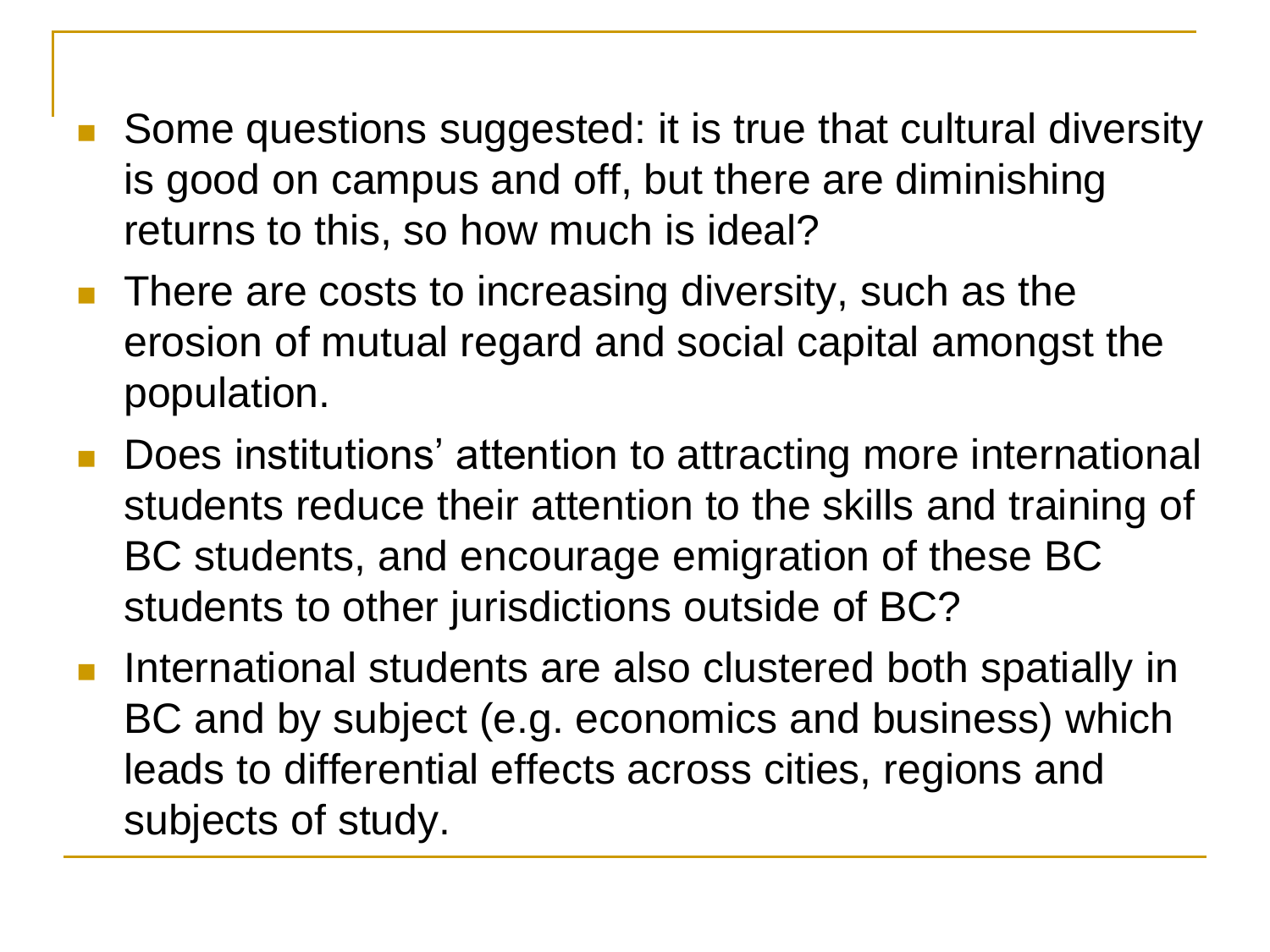- Some questions suggested: it is true that cultural diversity is good on campus and off, but there are diminishing returns to this, so how much is ideal?
- There are costs to increasing diversity, such as the erosion of mutual regard and social capital amongst the population.
- Does institutions' attention to attracting more international students reduce their attention to the skills and training of BC students, and encourage emigration of these BC students to other jurisdictions outside of BC?
- International students are also clustered both spatially in BC and by subject (e.g. economics and business) which leads to differential effects across cities, regions and subjects of study.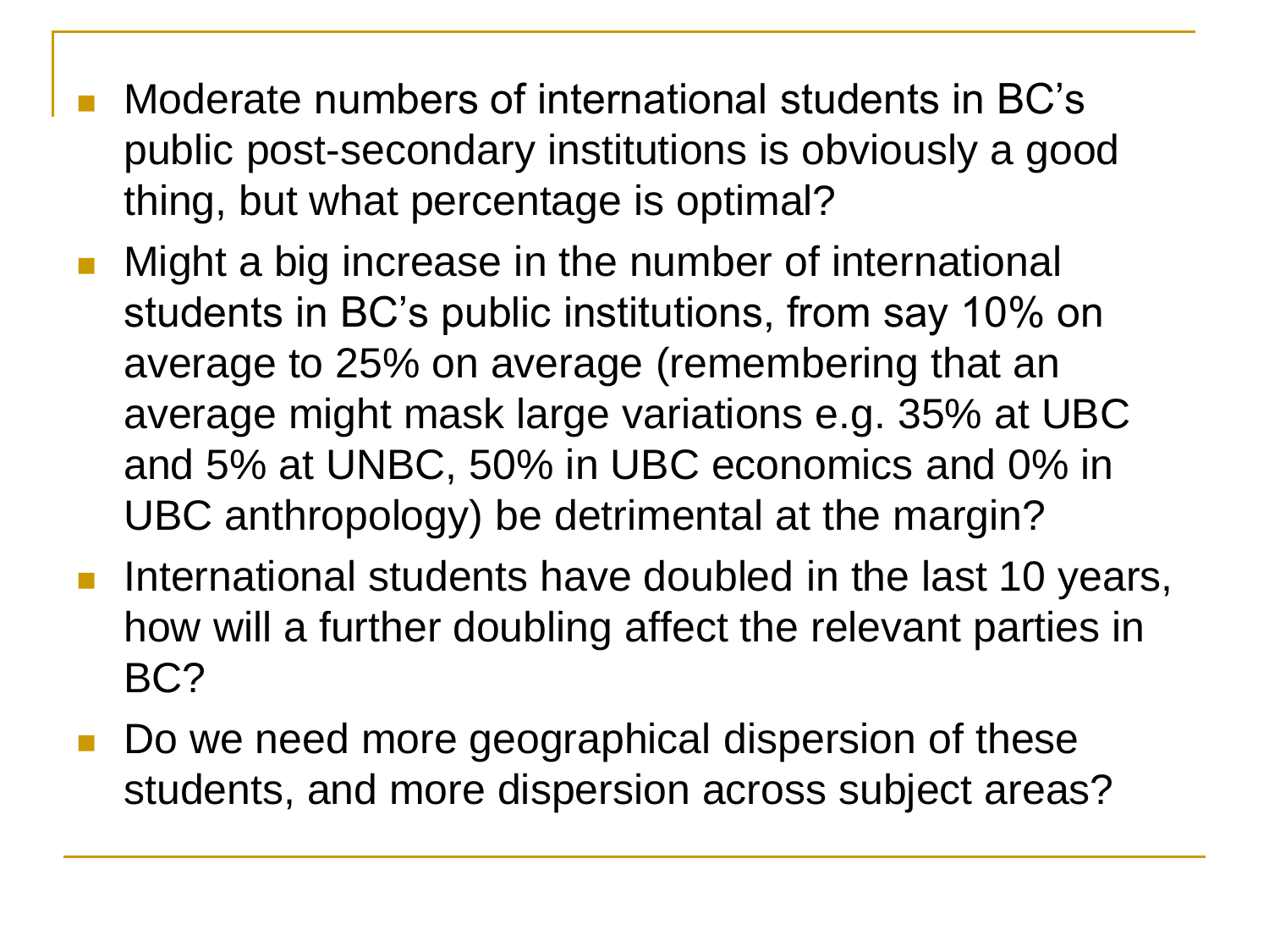- Moderate numbers of international students in BC's public post-secondary institutions is obviously a good thing, but what percentage is optimal?
- Might a big increase in the number of international students in BC's public institutions, from say 10% on average to 25% on average (remembering that an average might mask large variations e.g. 35% at UBC and 5% at UNBC, 50% in UBC economics and 0% in UBC anthropology) be detrimental at the margin?
- International students have doubled in the last 10 years, how will a further doubling affect the relevant parties in BC?
- Do we need more geographical dispersion of these students, and more dispersion across subject areas?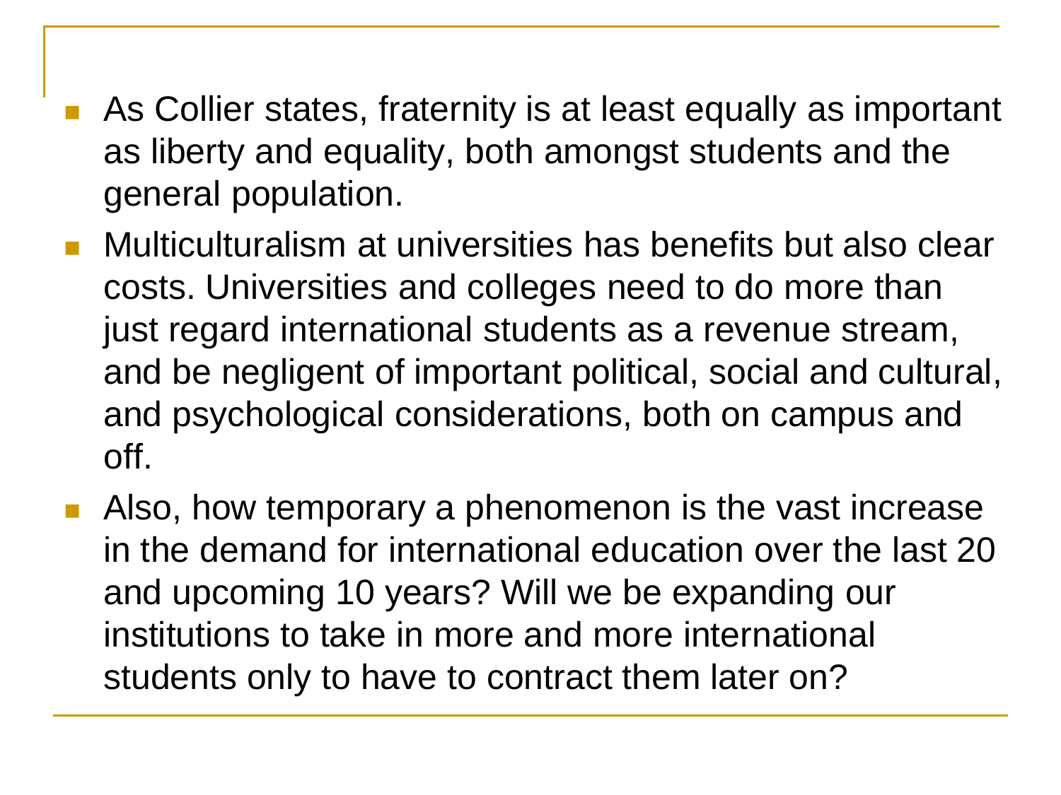- As Collier states, fraternity is at least equally as important as liberty and equality, both amongst students and the general population.
- Multiculturalism at universities has benefits but also clear costs. Universities and colleges need to do more than just regard international students as a revenue stream, and be negligent of important political, social and cultural, and psychological considerations, both on campus and off.
- Also, how temporary a phenomenon is the vast increase in the demand for international education over the last 20 and upcoming 10 years? Will we be expanding our institutions to take in more and more international students only to have to contract them later on?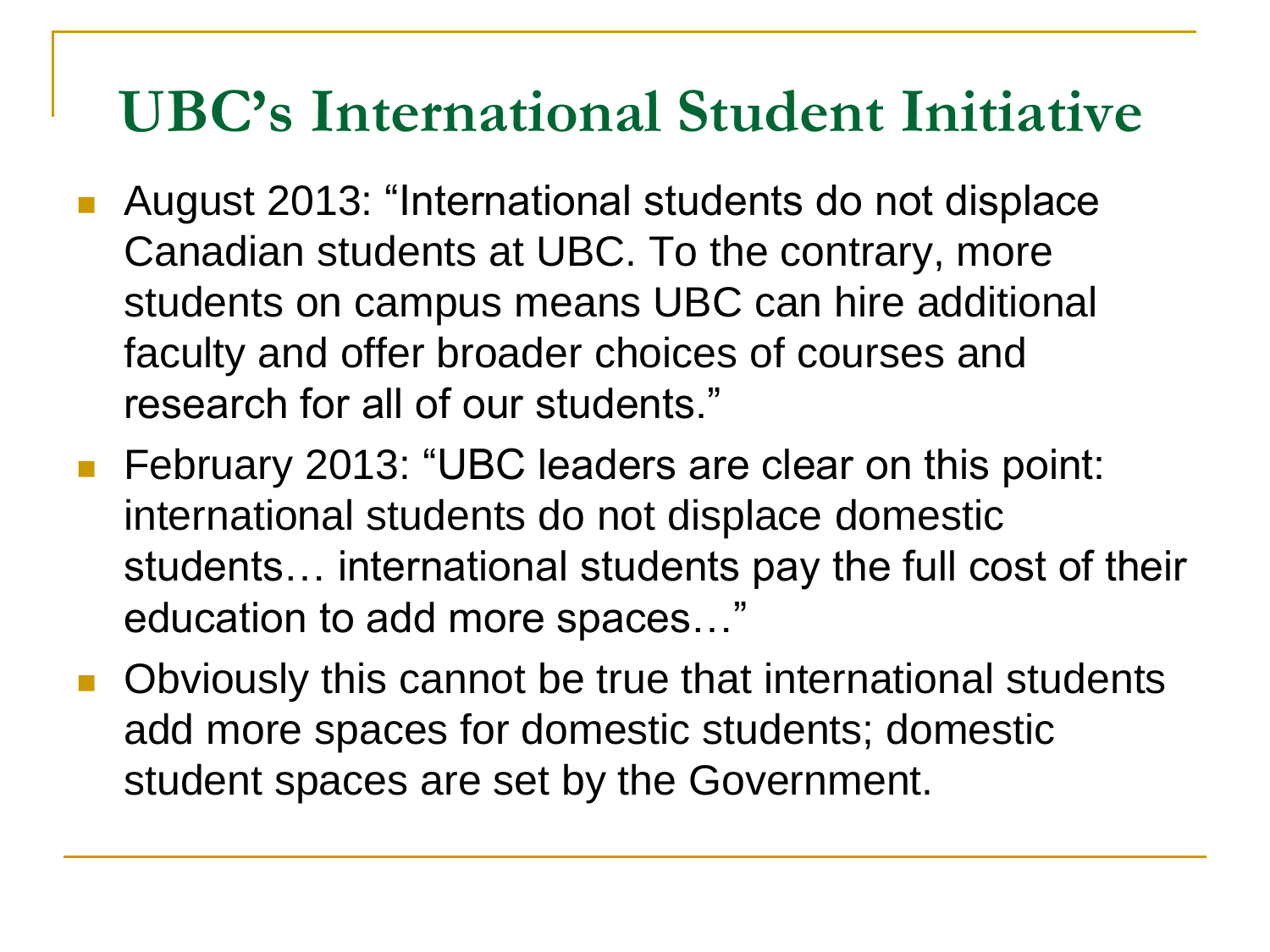# UBC's International Student Initiative

- August 2013: "International students do not displace Canadian students at UBC. To the contrary, more students on campus means UBC can hire additional faculty and offer broader choices of courses and research for all of our students."
- February 2013: "UBC leaders are clear on this point: international students do not displace domestic students… international students pay the full cost of their education to add more spaces…"
- Obviously this cannot be true that international students add more spaces for domestic students; domestic student spaces are set by the Government.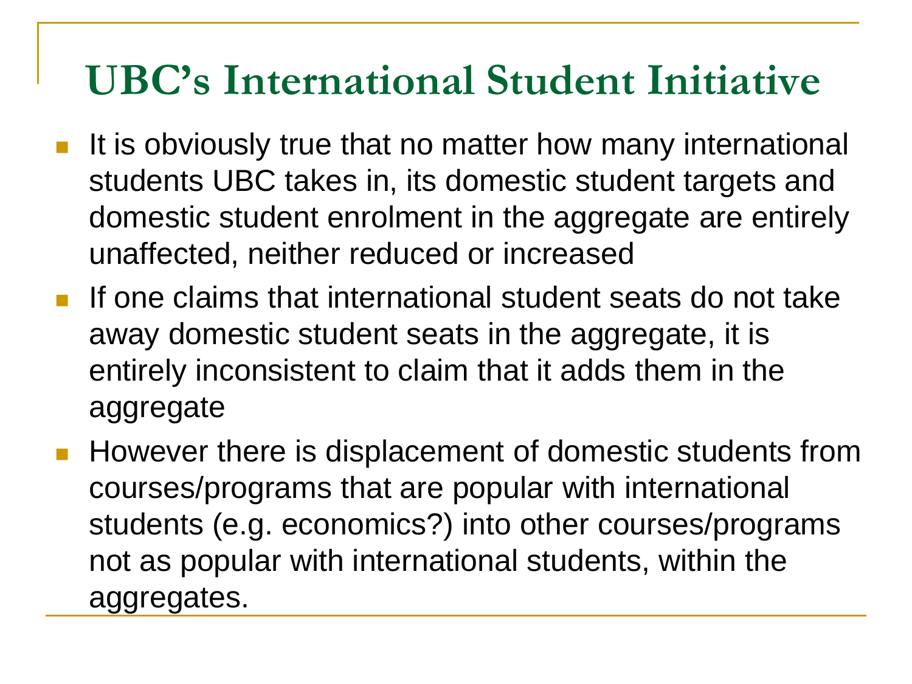# UBC's International Student Initiative

- It is obviously true that no matter how many international students UBC takes in, its domestic student targets and domestic student enrolment in the aggregate are entirely unaffected, neither reduced or increased
- If one claims that international student seats do not take away domestic student seats in the aggregate, it is entirely inconsistent to claim that it adds them in the aggregate
- However there is displacement of domestic students from courses/programs that are popular with international students (e.g. economics?) into other courses/programs not as popular with international students, within the aggregates.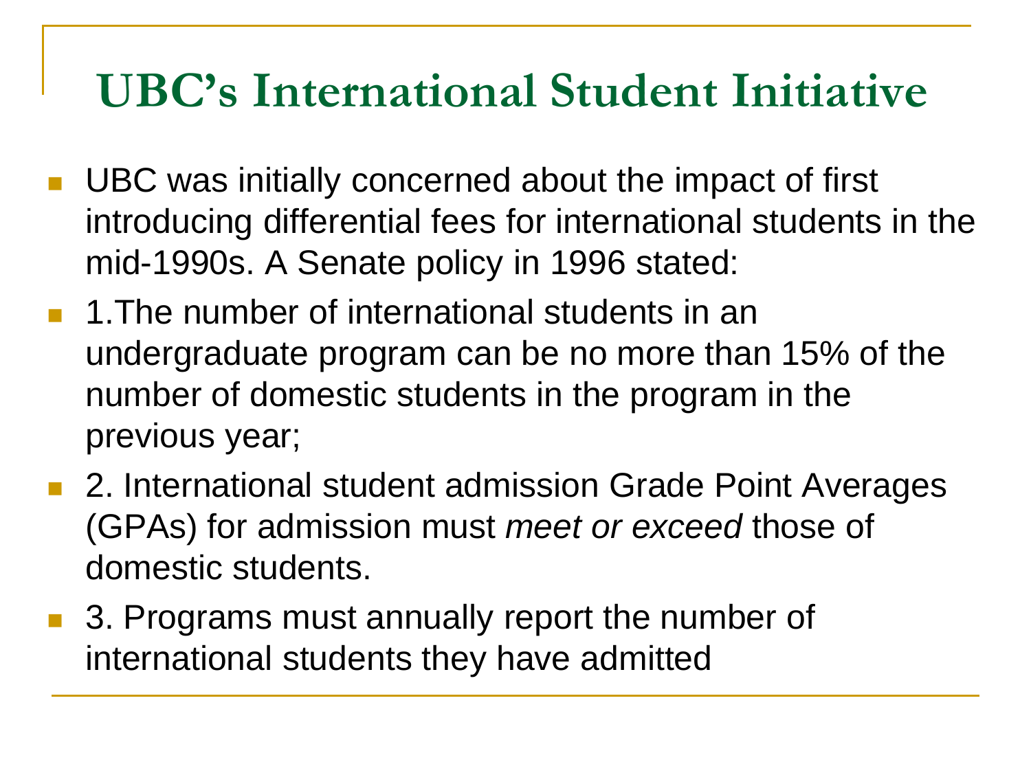# UBC's International Student Initiative

- UBC was initially concerned about the impact of first introducing differential fees for international students in the mid-1990s. A Senate policy in 1996 stated:
- 1.The number of international students in an undergraduate program can be no more than 15% of the number of domestic students in the program in the previous year;
- 2. International student admission Grade Point Averages (GPAs) for admission must *meet or exceed* those of domestic students.
- 3. Programs must annually report the number of international students they have admitted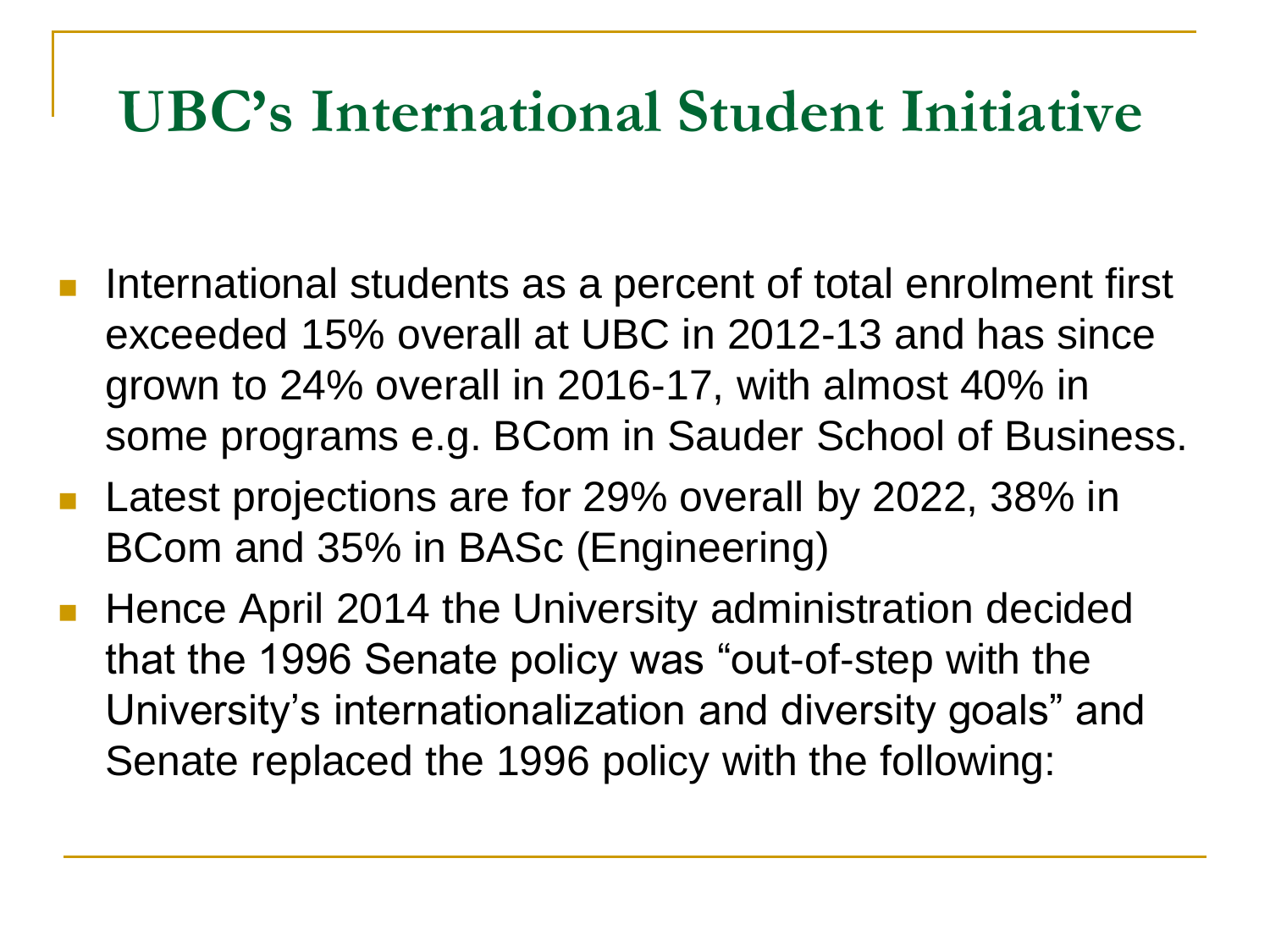# UBC's International Student Initiative

- International students as a percent of total enrolment first exceeded 15% overall at UBC in 2012-13 and has since grown to 24% overall in 2016-17, with almost 40% in some programs e.g. BCom in Sauder School of Business.
- Latest projections are for 29% overall by 2022, 38% in BCom and 35% in BASc (Engineering)
- Hence April 2014 the University administration decided that the 1996 Senate policy was "out-of-step with the University's internationalization and diversity goals" and Senate replaced the 1996 policy with the following: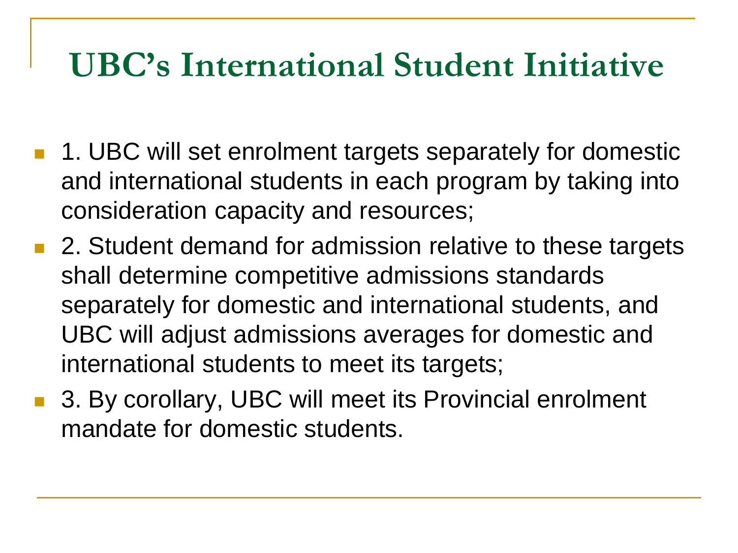# UBC's International Student Initiative

- 1. UBC will set enrolment targets separately for domestic and international students in each program by taking into consideration capacity and resources;
- 2. Student demand for admission relative to these targets shall determine competitive admissions standards separately for domestic and international students, and UBC will adjust admissions averages for domestic and international students to meet its targets;
- 3. By corollary, UBC will meet its Provincial enrolment mandate for domestic students.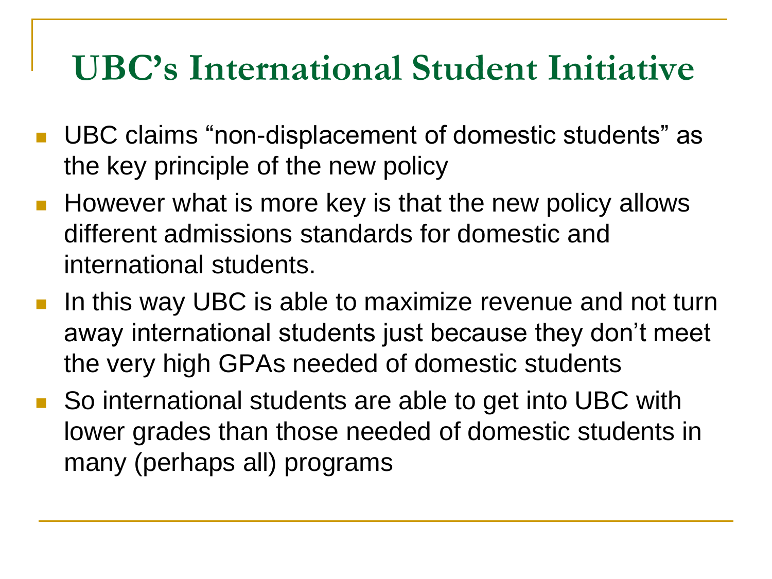# UBC's International Student Initiative

- UBC claims "non-displacement of domestic students" as the key principle of the new policy
- However what is more key is that the new policy allows different admissions standards for domestic and international students.
- In this way UBC is able to maximize revenue and not turn away international students just because they don't meet the very high GPAs needed of domestic students
- So international students are able to get into UBC with lower grades than those needed of domestic students in many (perhaps all) programs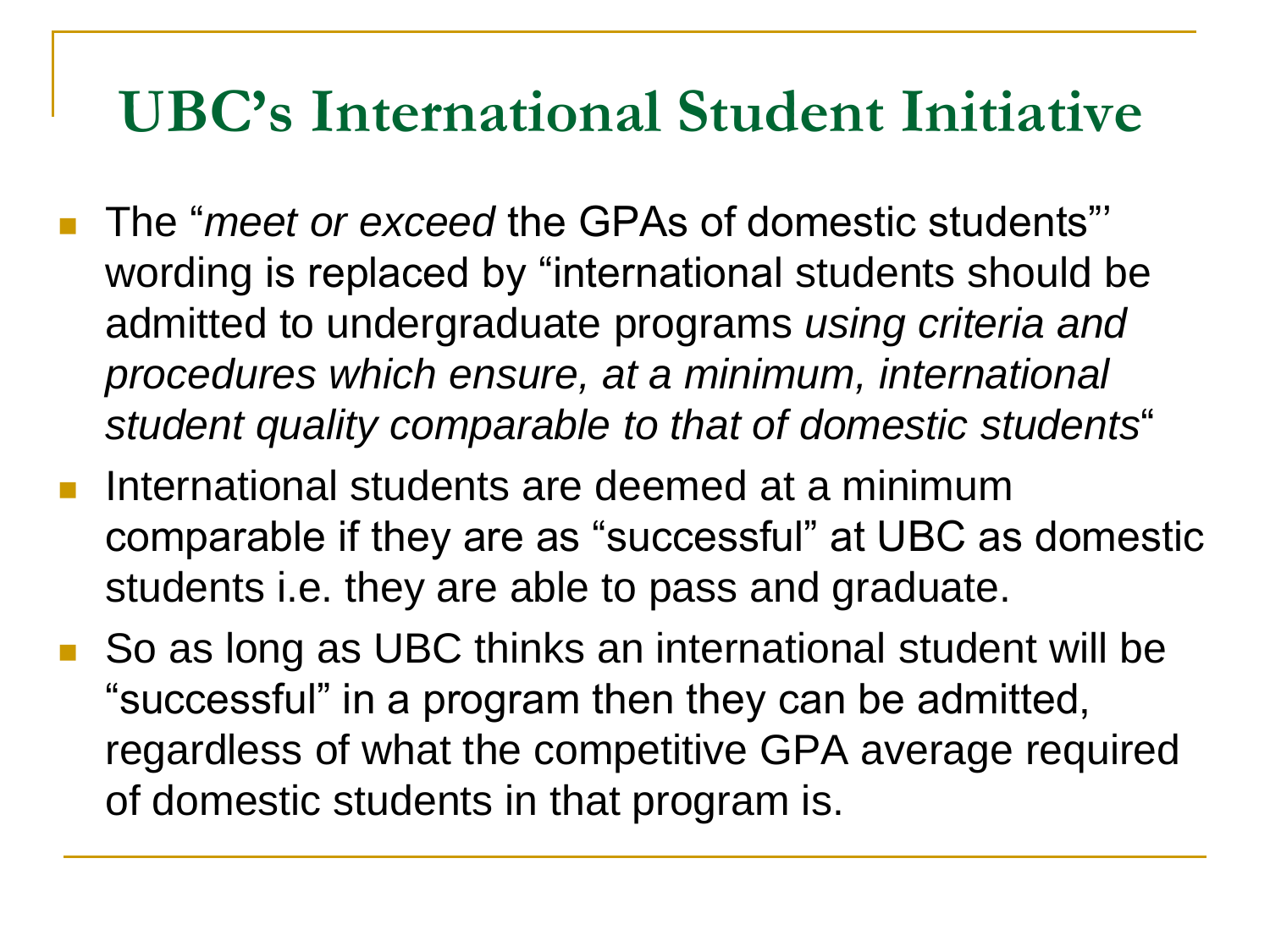# UBC's International Student Initiative

- The "*meet or exceed* the GPAs of domestic students"' wording is replaced by "international students should be admitted to undergraduate programs *using criteria and procedures which ensure, at a minimum, international student quality comparable to that of domestic students*"
- International students are deemed at a minimum comparable if they are as "successful" at UBC as domestic students i.e. they are able to pass and graduate.
- So as long as UBC thinks an international student will be "successful" in a program then they can be admitted, regardless of what the competitive GPA average required of domestic students in that program is.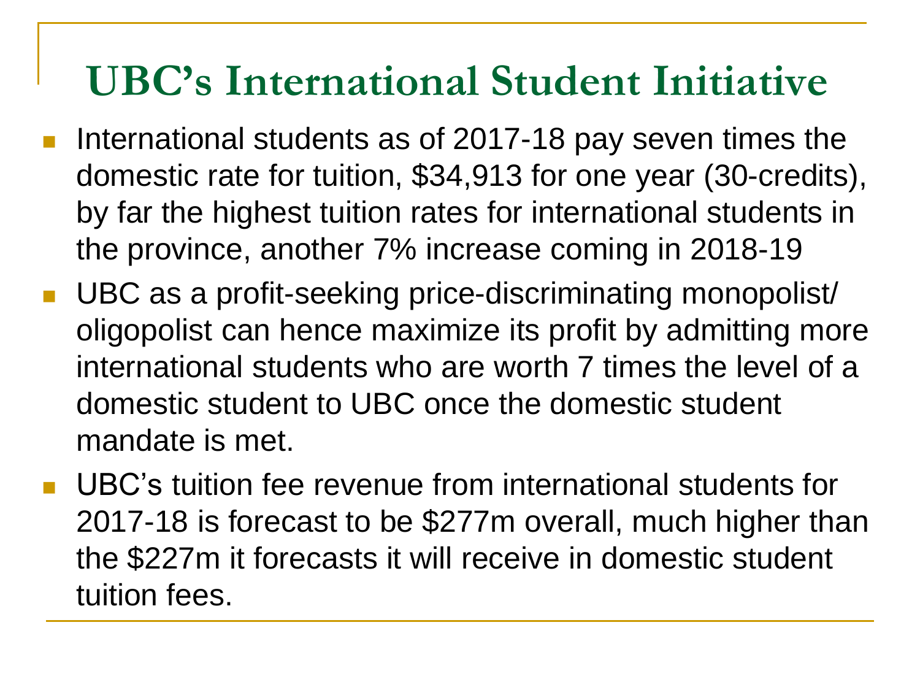# UBC's International Student Initiative

- International students as of 2017-18 pay seven times the domestic rate for tuition, $34,913 for one year (30-credits), by far the highest tuition rates for international students in the province, another 7% increase coming in 2018-19
- UBC as a profit-seeking price-discriminating monopolist/ oligopolist can hence maximize its profit by admitting more international students who are worth 7 times the level of a domestic student to UBC once the domestic student mandate is met.
- UBC's tuition fee revenue from international students for 2017-18 is forecast to be $277m overall, much higher than the $227m it forecasts it will receive in domestic student tuition fees.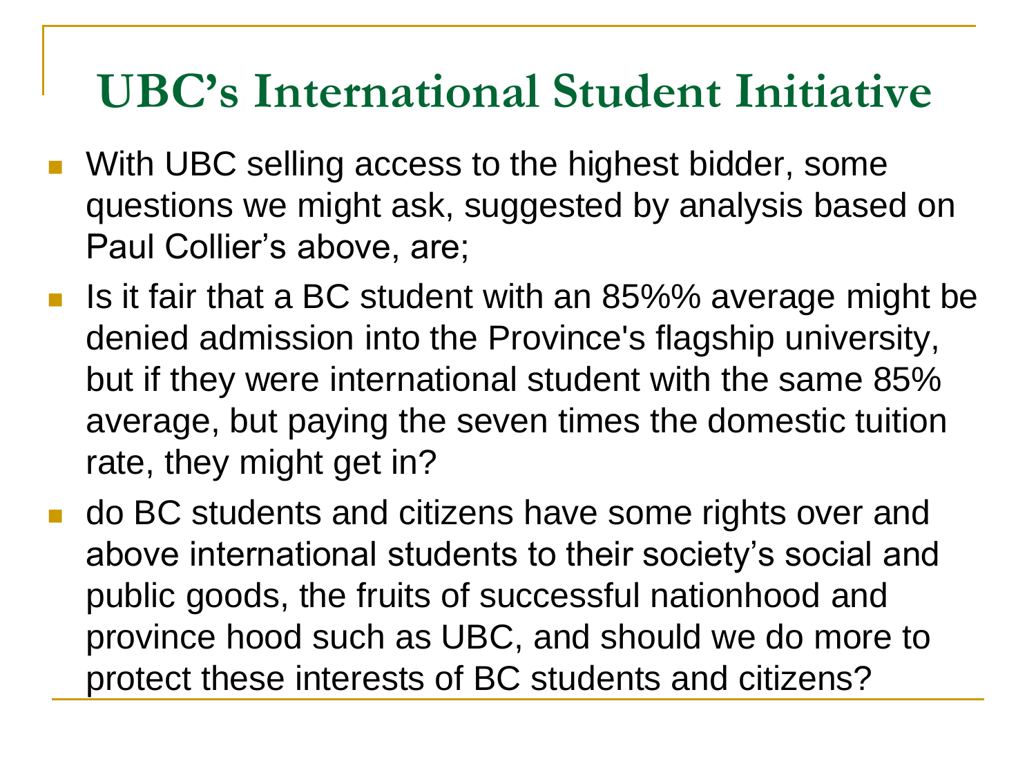# UBC's International Student Initiative

- With UBC selling access to the highest bidder, some questions we might ask, suggested by analysis based on Paul Collier's above, are;
- Is it fair that a BC student with an 85%% average might be denied admission into the Province's flagship university, but if they were international student with the same 85% average, but paying the seven times the domestic tuition rate, they might get in?
- do BC students and citizens have some rights over and above international students to their society's social and public goods, the fruits of successful nationhood and province hood such as UBC, and should we do more to protect these interests of BC students and citizens?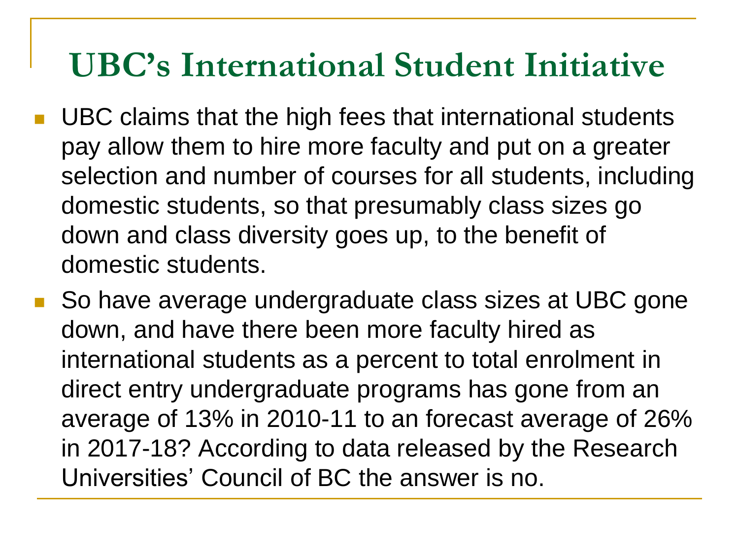# UBC's International Student Initiative

- UBC claims that the high fees that international students pay allow them to hire more faculty and put on a greater selection and number of courses for all students, including domestic students, so that presumably class sizes go down and class diversity goes up, to the benefit of domestic students.
- So have average undergraduate class sizes at UBC gone down, and have there been more faculty hired as international students as a percent to total enrolment in direct entry undergraduate programs has gone from an average of 13% in 2010-11 to an forecast average of 26% in 2017-18? According to data released by the Research Universities' Council of BC the answer is no.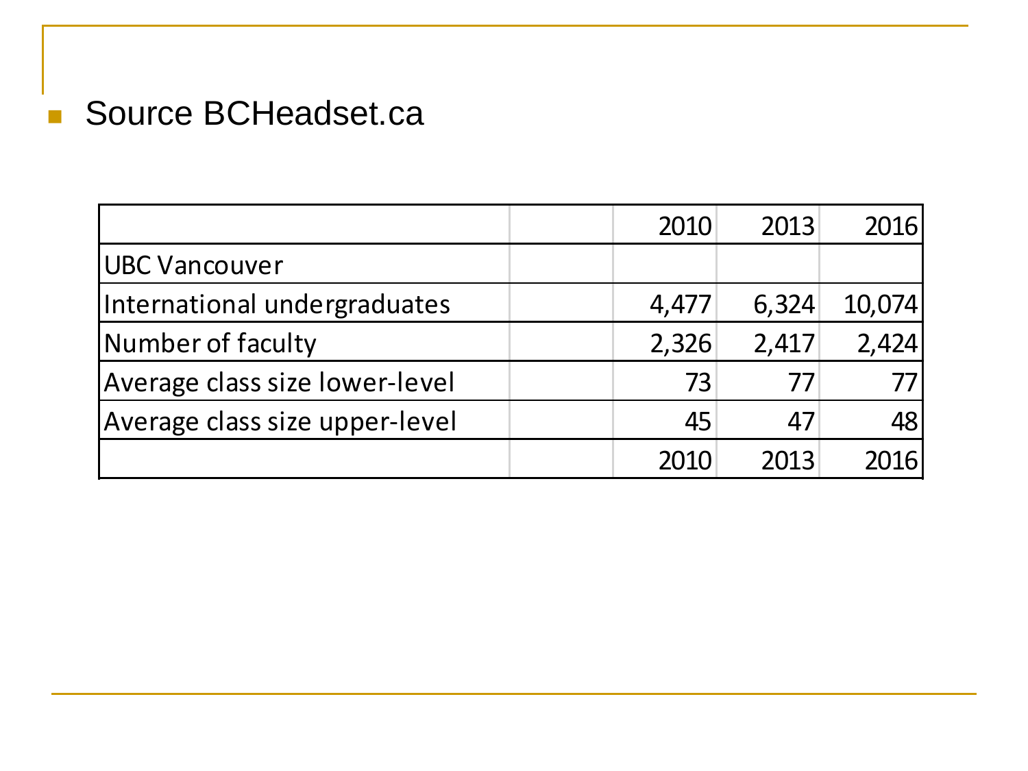- Source BCHeadset.ca

| | | 2010 | 2013 | 2016 |
|---|---|---|---|---|
| UBC Vancouver | | | | |
| International undergraduates | | 4,477 | 6,324 | 10,074 |
| Number of faculty | | 2,326 | 2,417 | 2,424 |
| Average class size lower-level | | 73 | 77 | 77 |
| Average class size upper-level | | 45 | 47 | 48 |
| | | 2010 | 2013 | 2016 |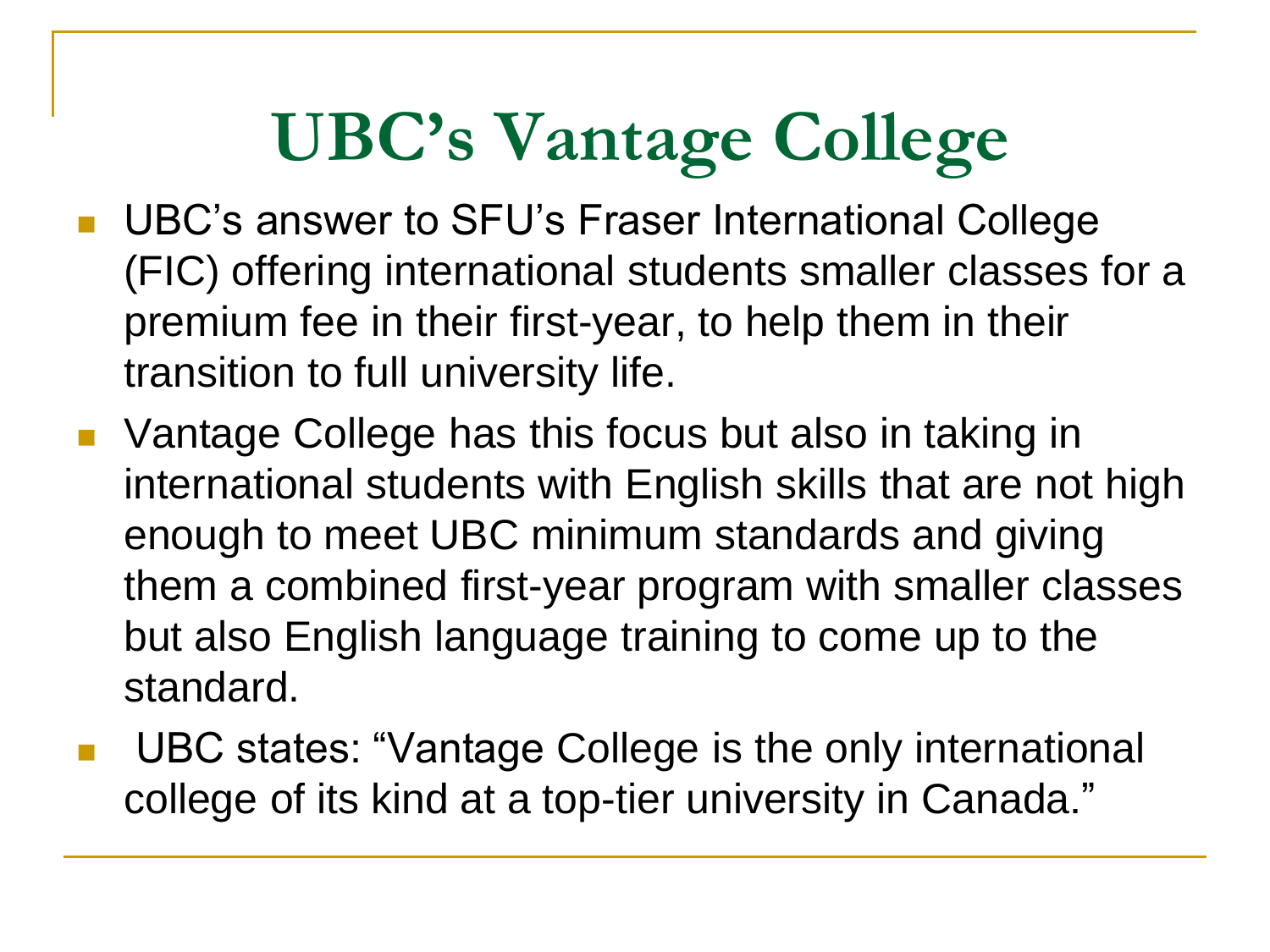# UBC's Vantage College

- UBC's answer to SFU's Fraser International College (FIC) offering international students smaller classes for a premium fee in their first-year, to help them in their transition to full university life.
- Vantage College has this focus but also in taking in international students with English skills that are not high enough to meet UBC minimum standards and giving them a combined first-year program with smaller classes but also English language training to come up to the standard.
- UBC states: "Vantage College is the only international college of its kind at a top-tier university in Canada."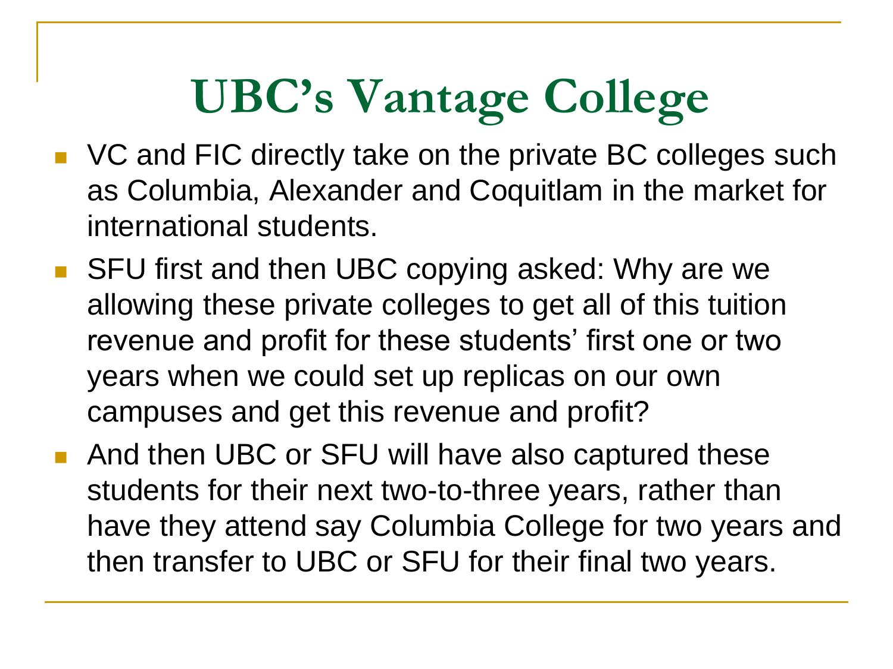# UBC's Vantage College

- VC and FIC directly take on the private BC colleges such as Columbia, Alexander and Coquitlam in the market for international students.
- SFU first and then UBC copying asked: Why are we allowing these private colleges to get all of this tuition revenue and profit for these students' first one or two years when we could set up replicas on our own campuses and get this revenue and profit?
- And then UBC or SFU will have also captured these students for their next two-to-three years, rather than have they attend say Columbia College for two years and then transfer to UBC or SFU for their final two years.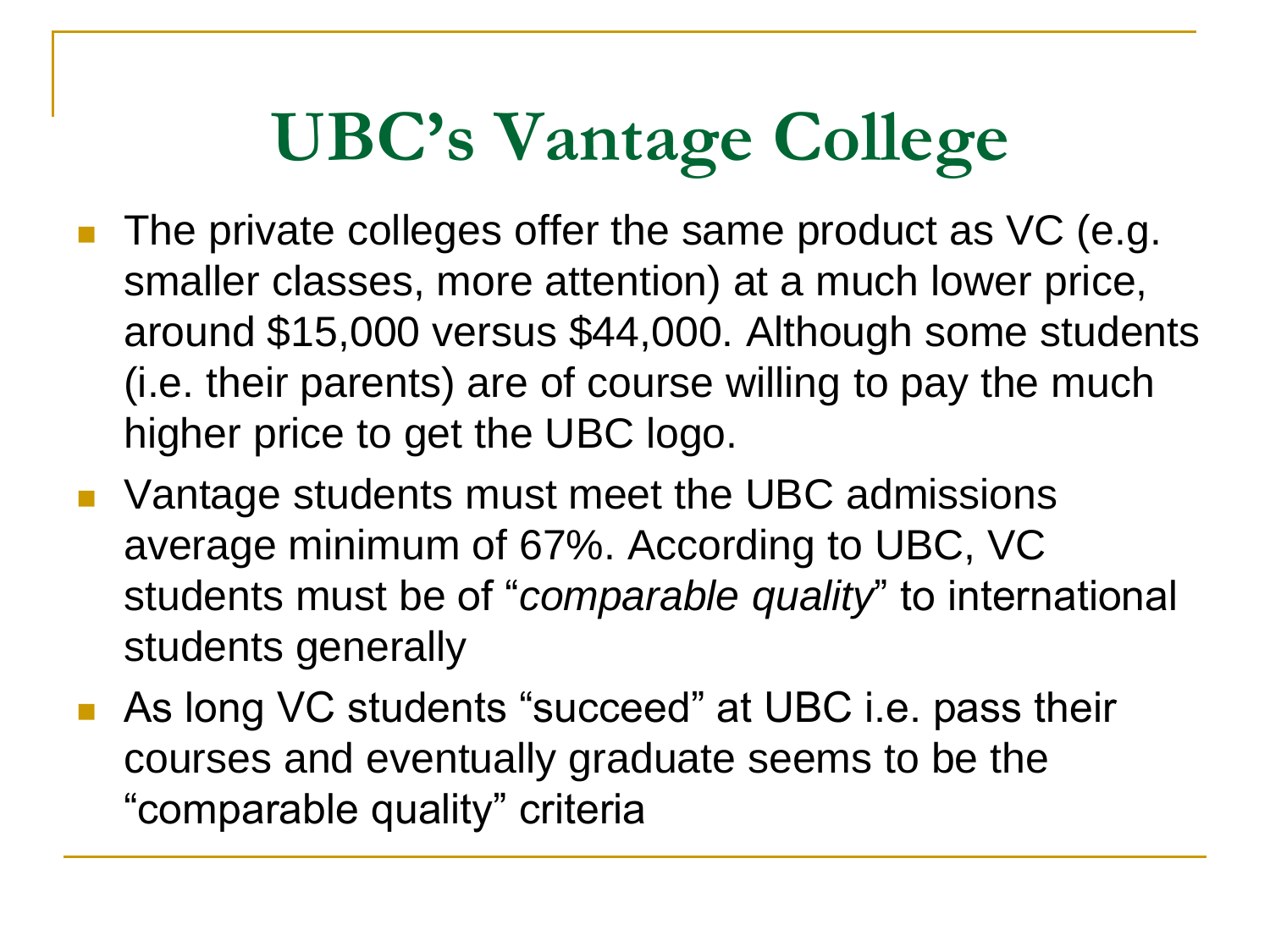# UBC's Vantage College

- The private colleges offer the same product as VC (e.g. smaller classes, more attention) at a much lower price, around $15,000 versus $44,000. Although some students (i.e. their parents) are of course willing to pay the much higher price to get the UBC logo.
- Vantage students must meet the UBC admissions average minimum of 67%. According to UBC, VC students must be of "*comparable quality*" to international students generally
- As long VC students "succeed" at UBC i.e. pass their courses and eventually graduate seems to be the "comparable quality" criteria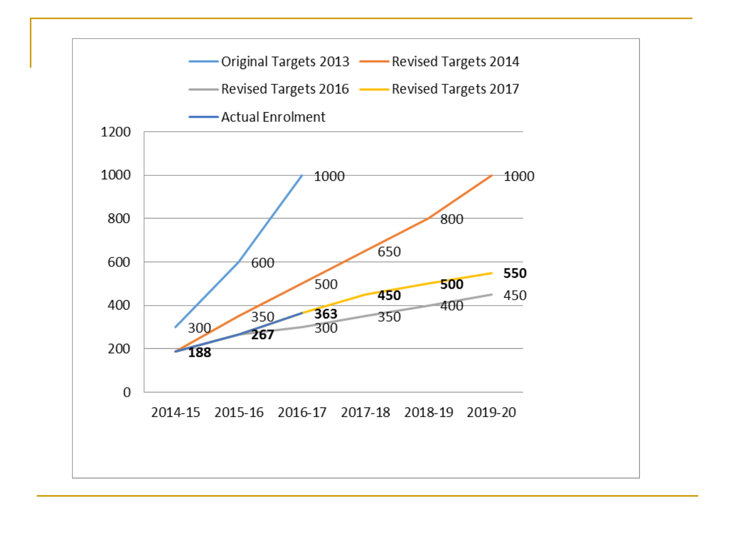| | 2014-15 | 2015-16 | 2016-17 | 2017-18 | 2018-19 | 2019-20 |
|---|---|---|---|---|---|---|
| Original Targets 2013 | 300 | 600 | 1000 | | | |
| Revised Targets 2014 | | 350 | 500 | 650 | 800 | 1000 |
| Revised Targets 2016 | | | 300 | 350 | 400 | 450 |
| Revised Targets 2017 | | | | **450** | **500** | **550** |
| Actual Enrolment | **188** | **267** | **363** | | | |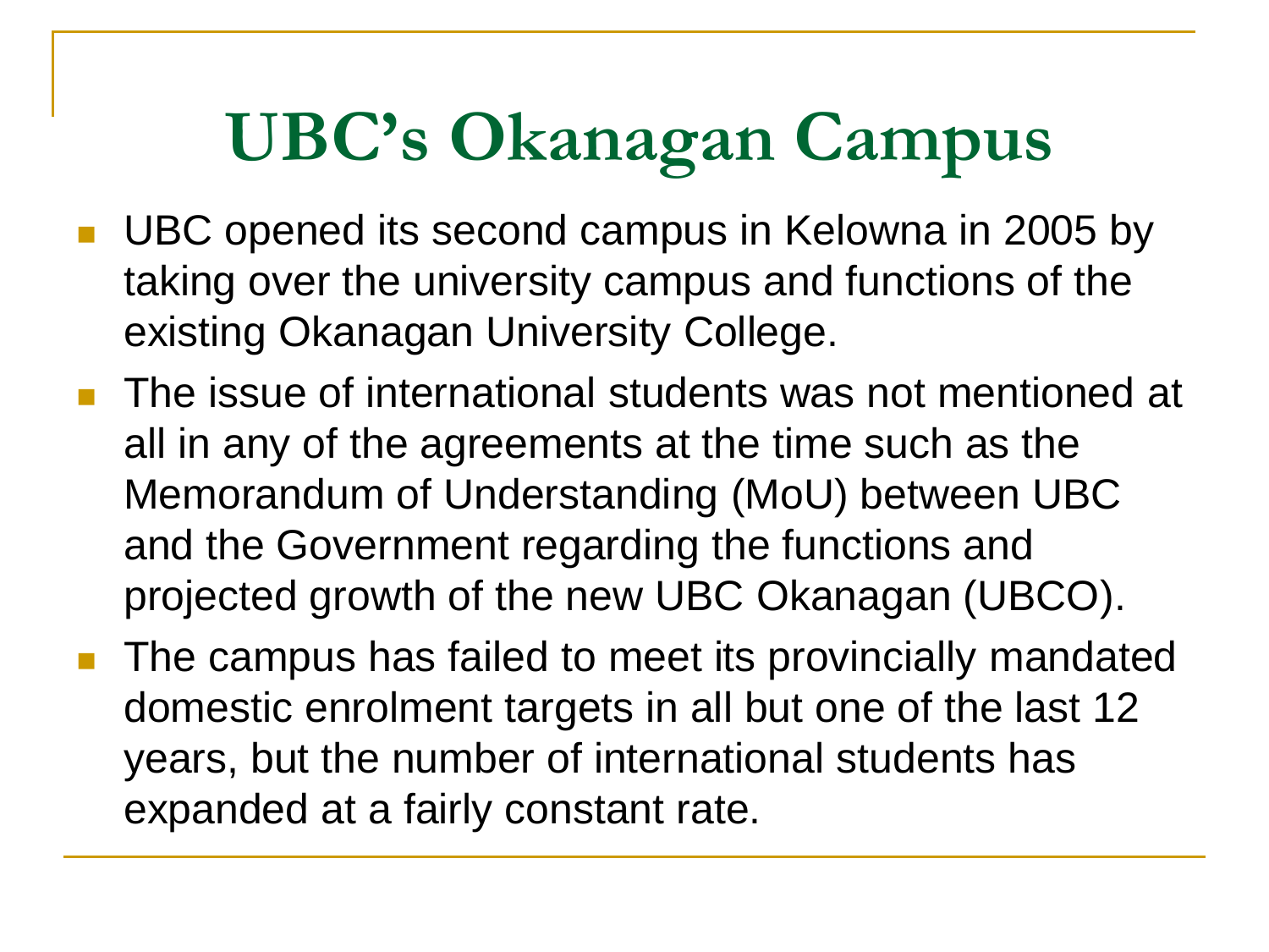# UBC's Okanagan Campus

- UBC opened its second campus in Kelowna in 2005 by taking over the university campus and functions of the existing Okanagan University College.
- The issue of international students was not mentioned at all in any of the agreements at the time such as the Memorandum of Understanding (MoU) between UBC and the Government regarding the functions and projected growth of the new UBC Okanagan (UBCO).
- The campus has failed to meet its provincially mandated domestic enrolment targets in all but one of the last 12 years, but the number of international students has expanded at a fairly constant rate.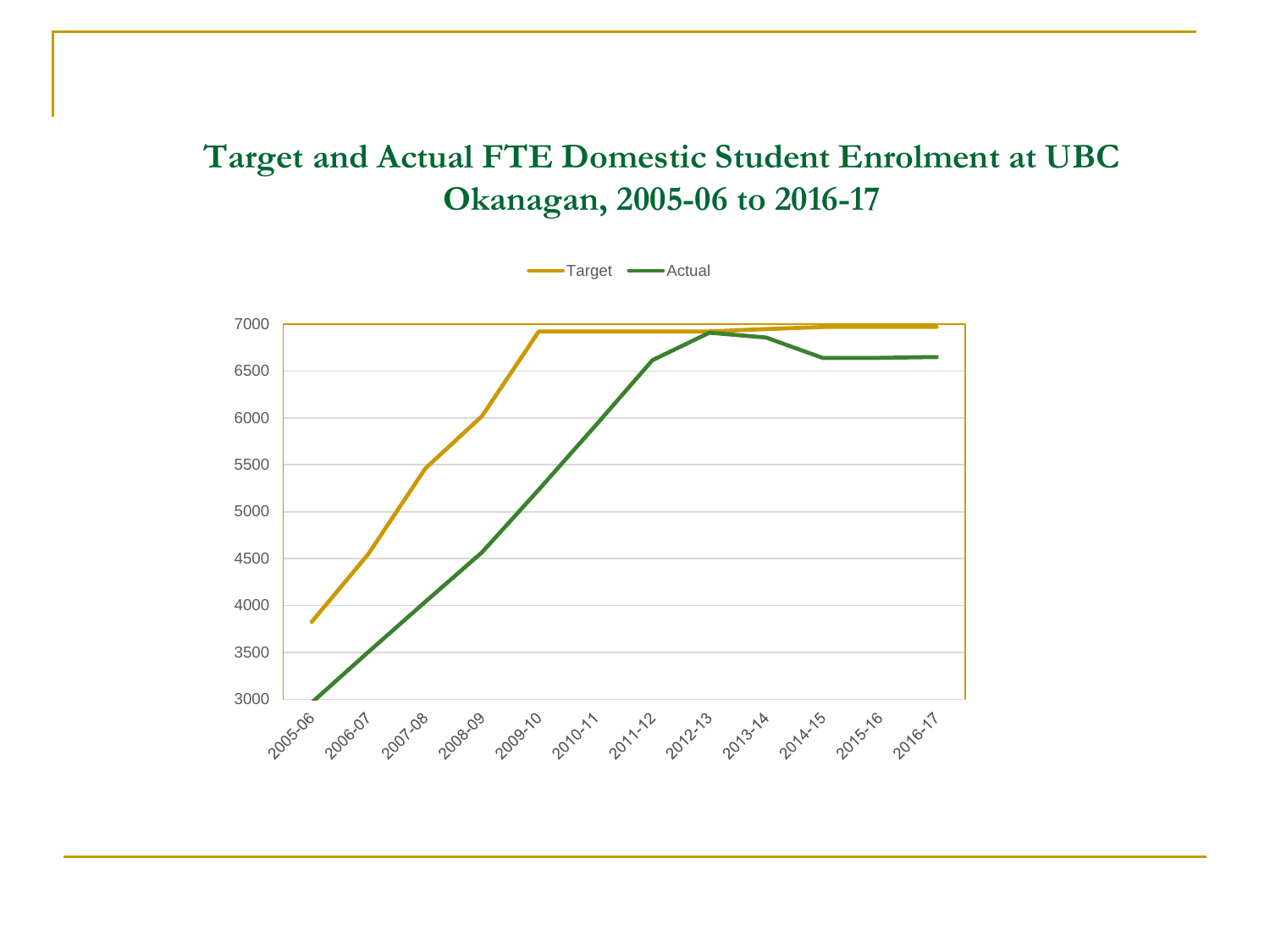# Target and Actual FTE Domestic Student Enrolment at UBC Okanagan, 2005-06 to 2016-17

Target — Actual

7000
6500
6000
5500
5000
4500
4000
3500
3000

2005-06 2006-07 2007-08 2008-09 2009-10 2010-11 2011-12 2012-13 2013-14 2014-15 2015-16 2016-17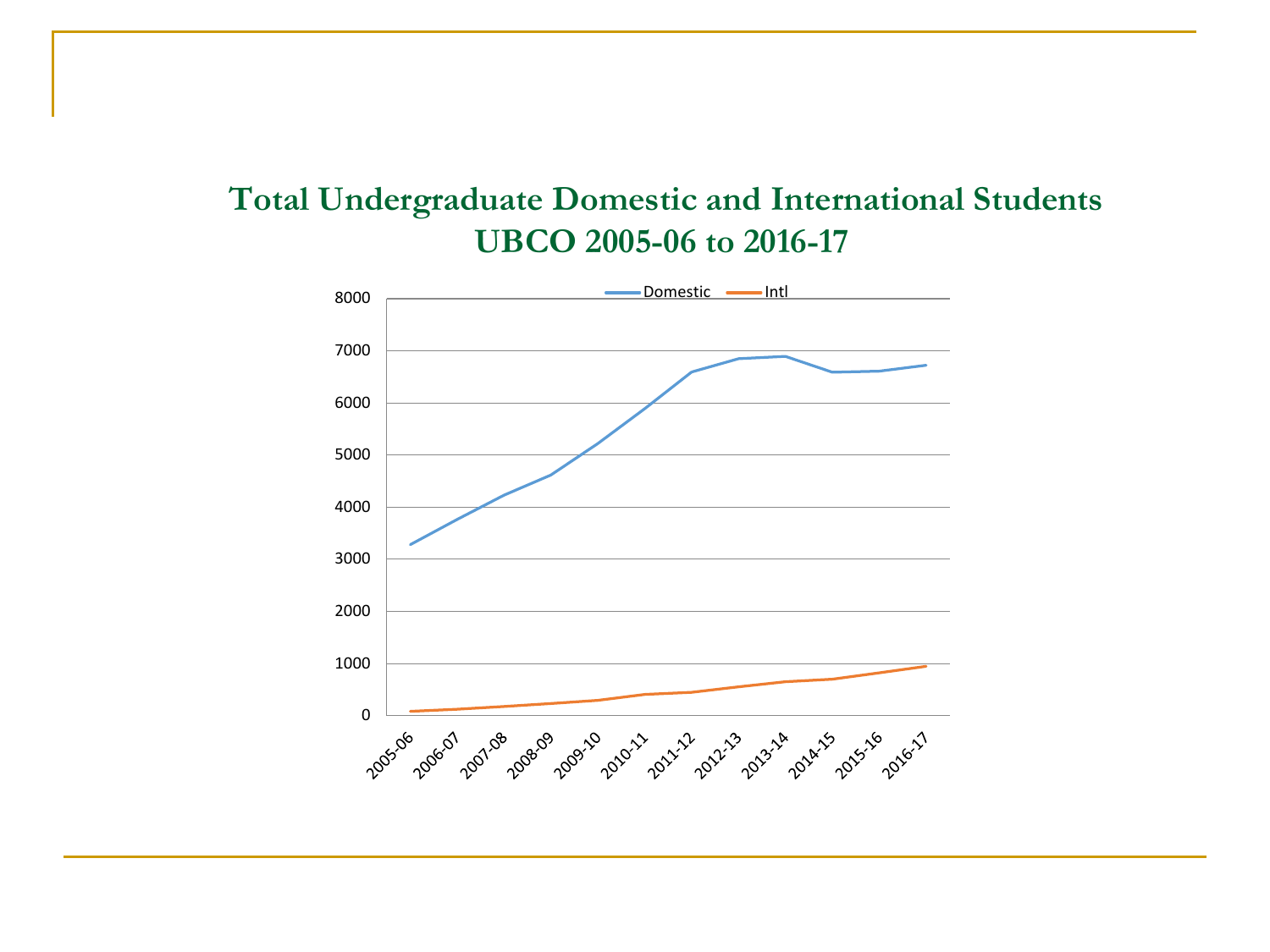# Total Undergraduate Domestic and International Students UBCO 2005-06 to 2016-17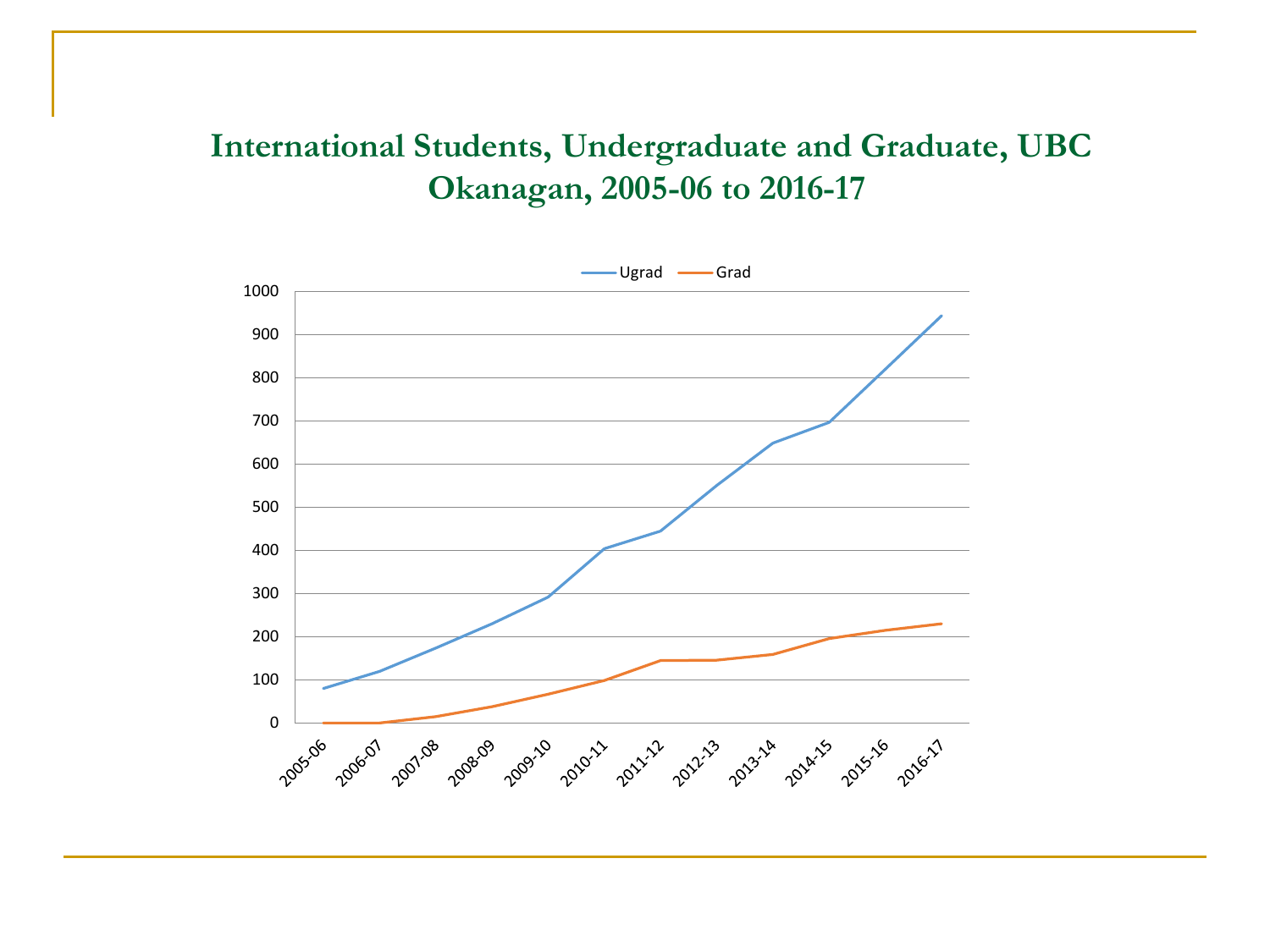# International Students, Undergraduate and Graduate, UBC Okanagan, 2005-06 to 2016-17

Ugrad — Grad

1000
900
800
700
600
500
400
300
200
100
0

2005-06 2006-07 2007-08 2008-09 2009-10 2010-11 2011-12 2012-13 2013-14 2014-15 2015-16 2016-17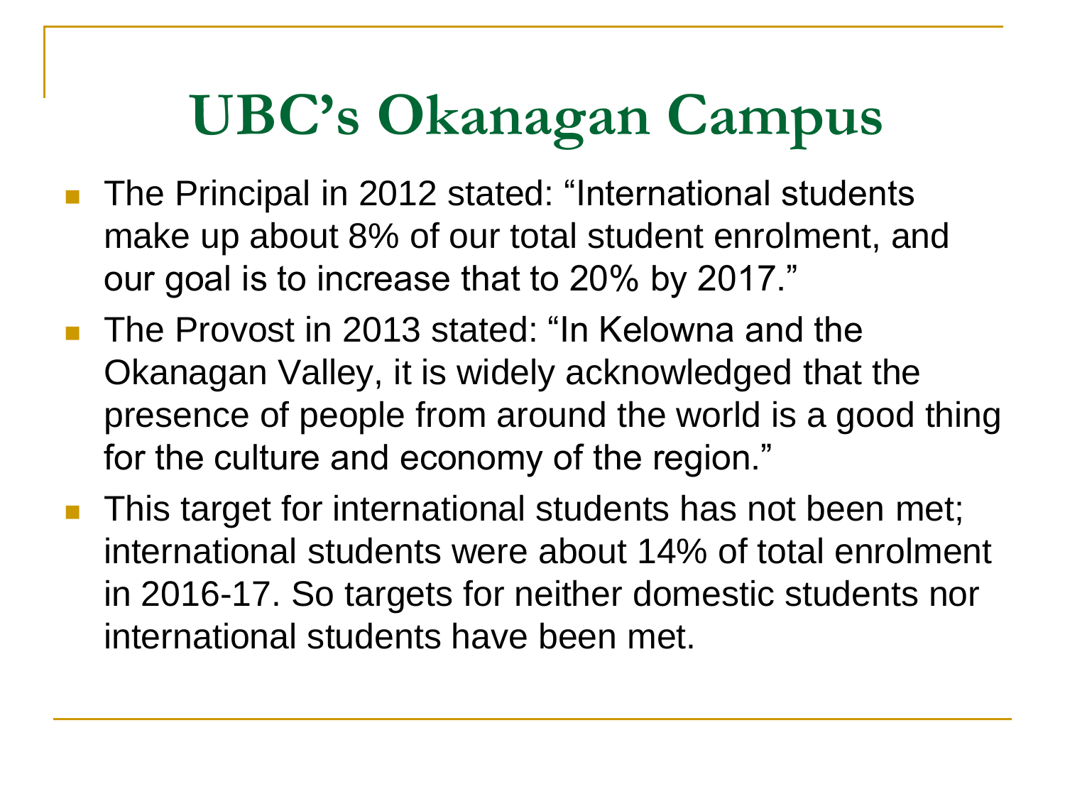# UBC's Okanagan Campus

- The Principal in 2012 stated: "International students make up about 8% of our total student enrolment, and our goal is to increase that to 20% by 2017."
- The Provost in 2013 stated: "In Kelowna and the Okanagan Valley, it is widely acknowledged that the presence of people from around the world is a good thing for the culture and economy of the region."
- This target for international students has not been met; international students were about 14% of total enrolment in 2016-17. So targets for neither domestic students nor international students have been met.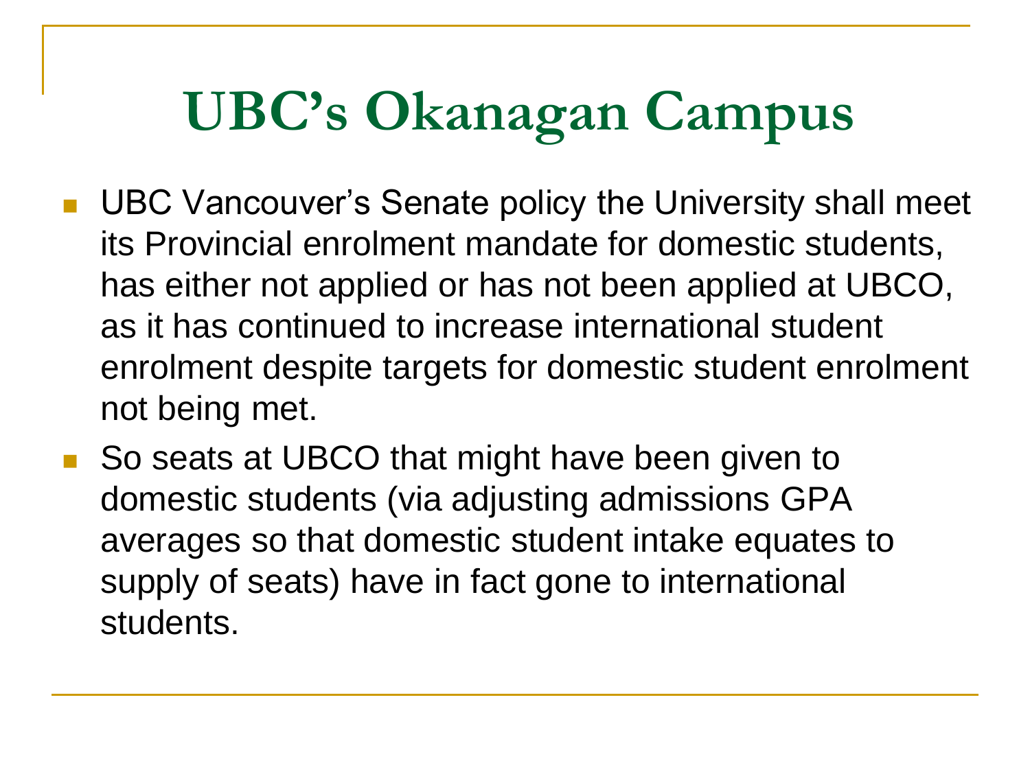# UBC's Okanagan Campus

- UBC Vancouver's Senate policy the University shall meet its Provincial enrolment mandate for domestic students, has either not applied or has not been applied at UBCO, as it has continued to increase international student enrolment despite targets for domestic student enrolment not being met.
- So seats at UBCO that might have been given to domestic students (via adjusting admissions GPA averages so that domestic student intake equates to supply of seats) have in fact gone to international students.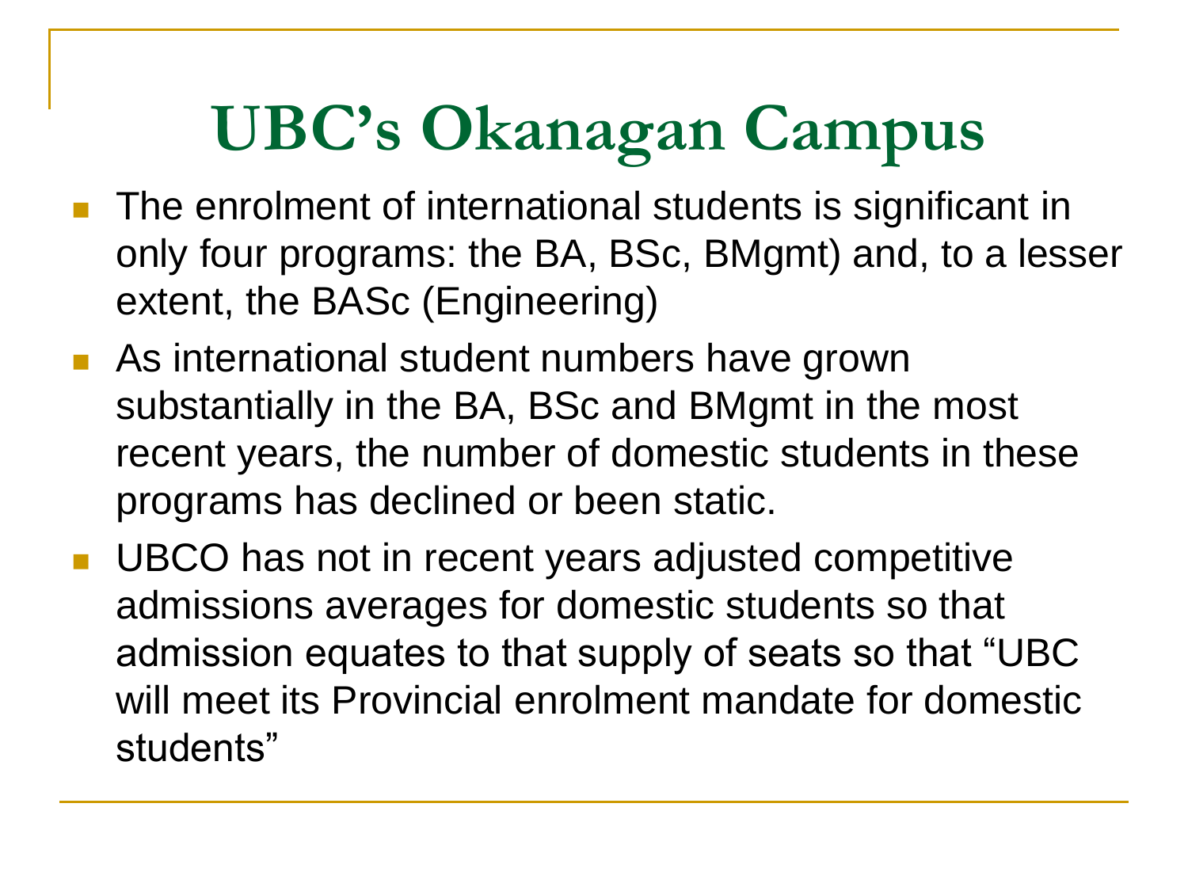# UBC's Okanagan Campus

- The enrolment of international students is significant in only four programs: the BA, BSc, BMgmt) and, to a lesser extent, the BASc (Engineering)
- As international student numbers have grown substantially in the BA, BSc and BMgmt in the most recent years, the number of domestic students in these programs has declined or been static.
- UBCO has not in recent years adjusted competitive admissions averages for domestic students so that admission equates to that supply of seats so that "UBC will meet its Provincial enrolment mandate for domestic students"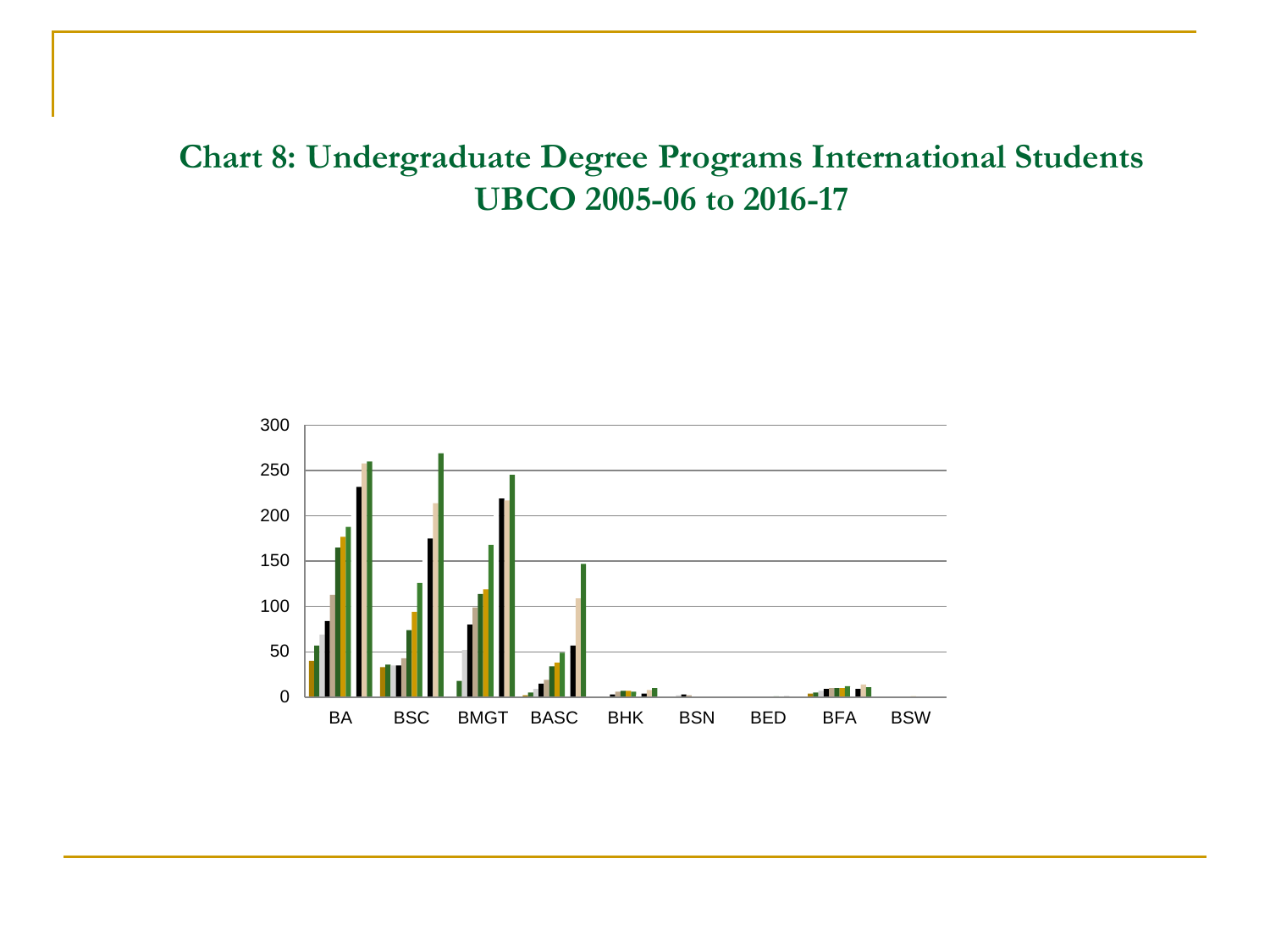## Chart 8: Undergraduate Degree Programs International Students UBCO 2005-06 to 2016-17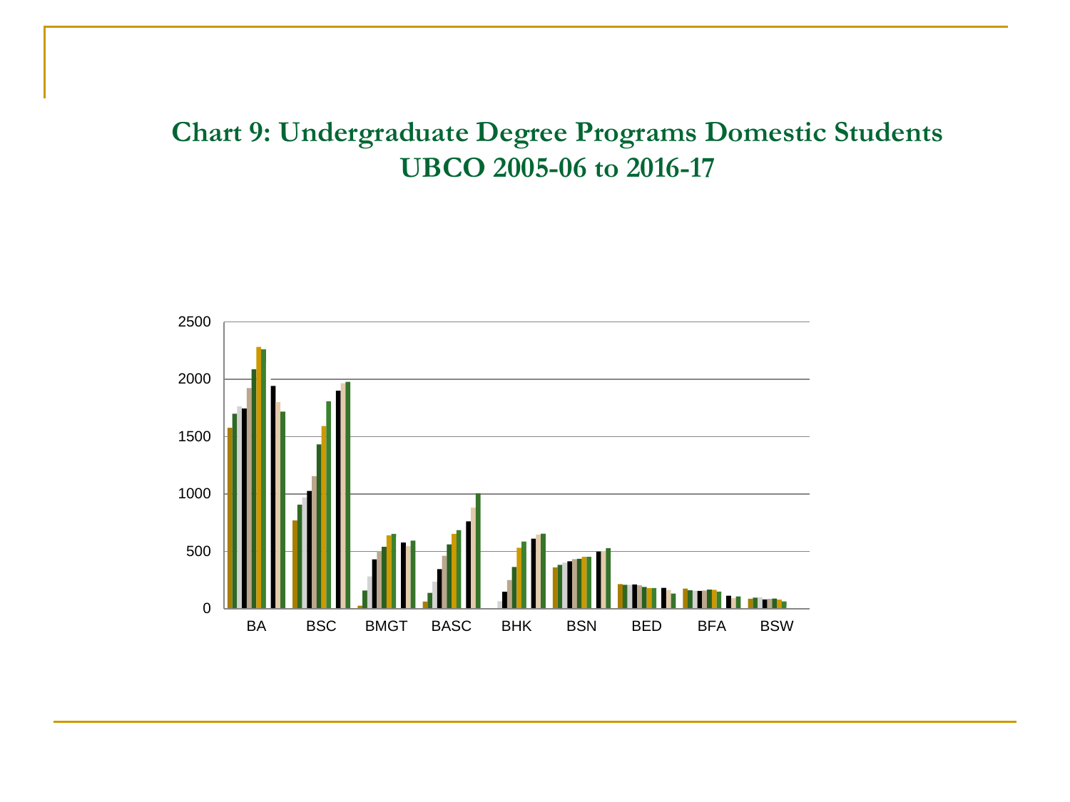# Chart 9: Undergraduate Degree Programs Domestic Students UBCO 2005-06 to 2016-17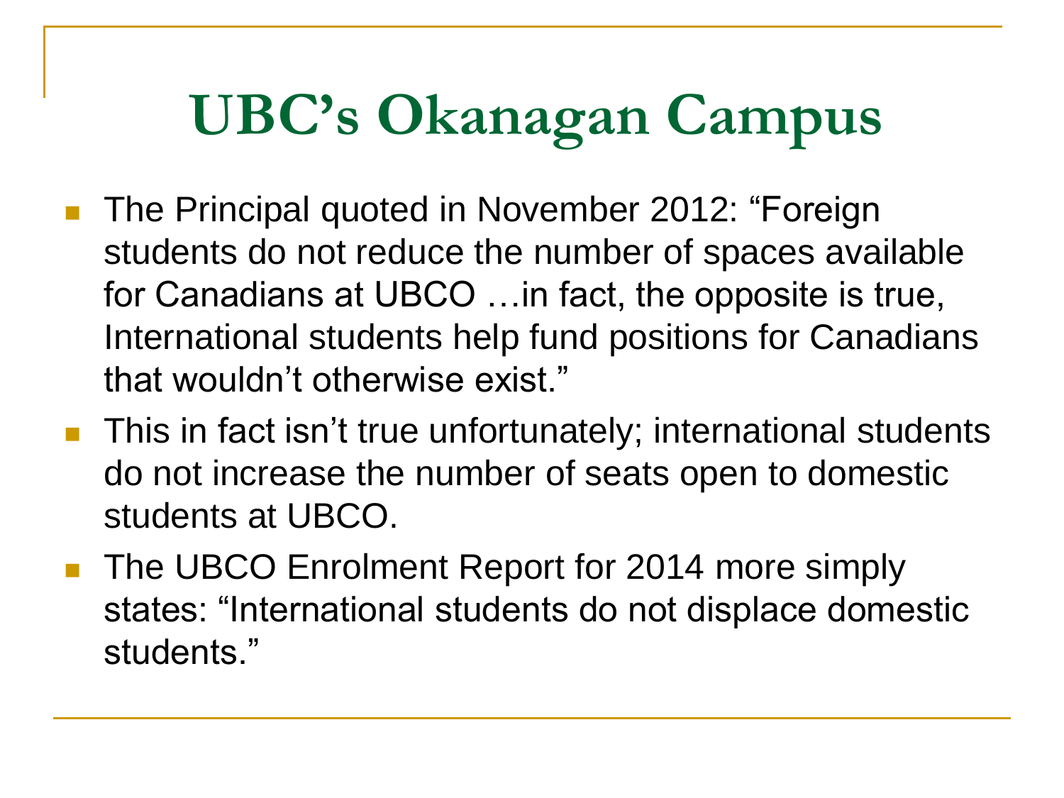# UBC's Okanagan Campus

- The Principal quoted in November 2012: "Foreign students do not reduce the number of spaces available for Canadians at UBCO …in fact, the opposite is true, International students help fund positions for Canadians that wouldn't otherwise exist."
- This in fact isn't true unfortunately; international students do not increase the number of seats open to domestic students at UBCO.
- The UBCO Enrolment Report for 2014 more simply states: "International students do not displace domestic students."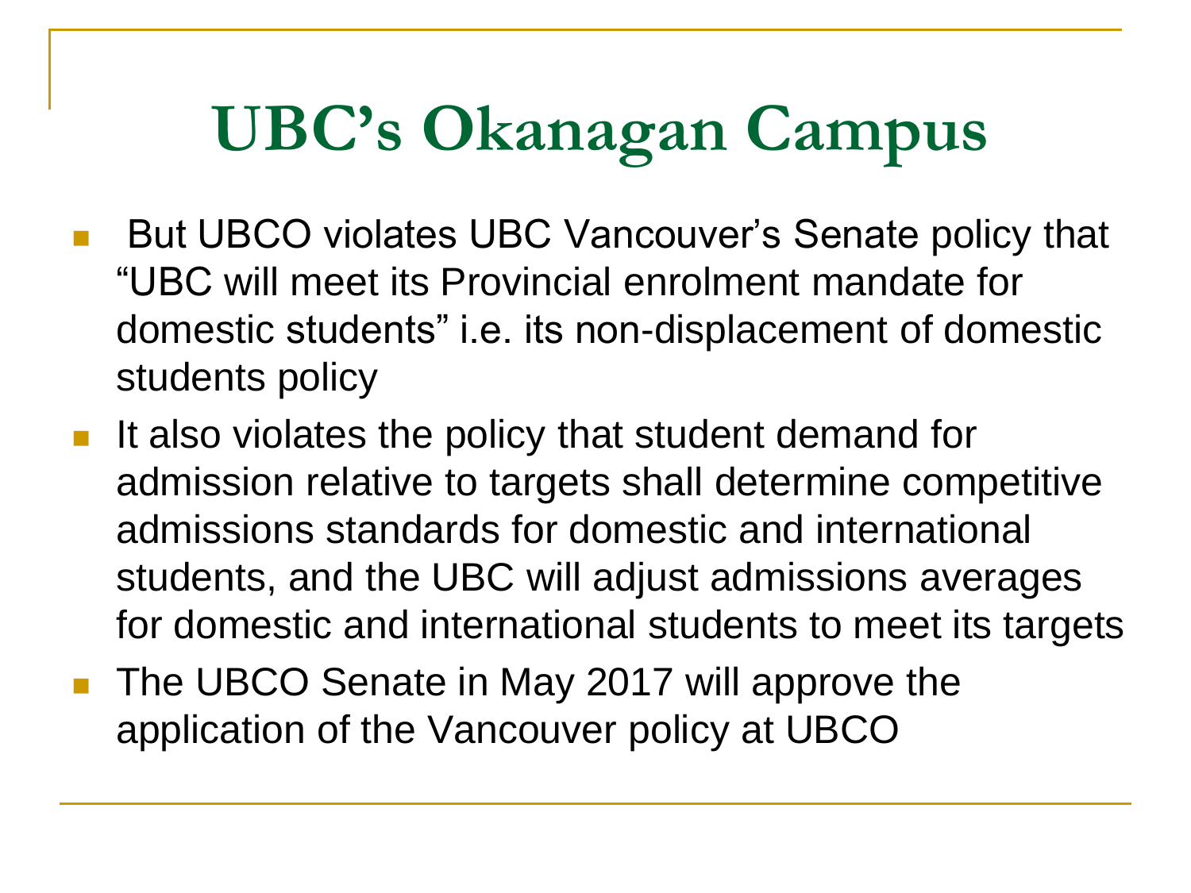# UBC's Okanagan Campus

- But UBCO violates UBC Vancouver's Senate policy that "UBC will meet its Provincial enrolment mandate for domestic students" i.e. its non-displacement of domestic students policy
- It also violates the policy that student demand for admission relative to targets shall determine competitive admissions standards for domestic and international students, and the UBC will adjust admissions averages for domestic and international students to meet its targets
- The UBCO Senate in May 2017 will approve the application of the Vancouver policy at UBCO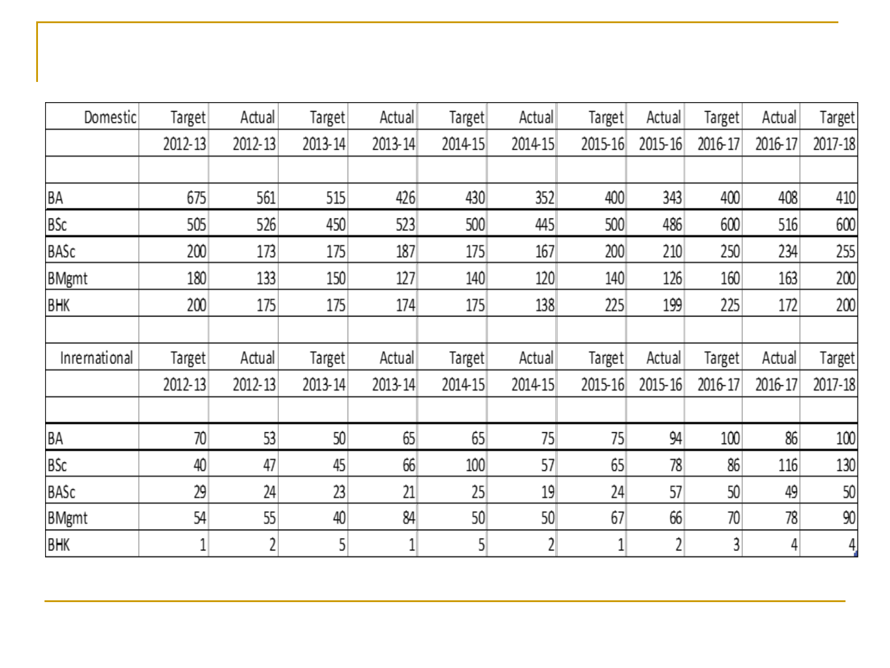| Domestic | Target | Actual | Target | Actual | Target | Actual | Target | Actual | Target | Actual | Target |
|---|---|---|---|---|---|---|---|---|---|---|---|
| | 2012-13 | 2012-13 | 2013-14 | 2013-14 | 2014-15 | 2014-15 | 2015-16 | 2015-16 | 2016-17 | 2016-17 | 2017-18 |
| | | | | | | | | | | | |
| BA | 675 | 561 | 515 | 426 | 430 | 352 | 400 | 343 | 400 | 408 | 410 |
| BSc | 505 | 526 | 450 | 523 | 500 | 445 | 500 | 486 | 600 | 516 | 600 |
| BASc | 200 | 173 | 175 | 187 | 175 | 167 | 200 | 210 | 250 | 234 | 255 |
| BMgmt | 180 | 133 | 150 | 127 | 140 | 120 | 140 | 126 | 160 | 163 | 200 |
| BHK | 200 | 175 | 175 | 174 | 175 | 138 | 225 | 199 | 225 | 172 | 200 |
| | | | | | | | | | | | |
| Inrernational | Target | Actual | Target | Actual | Target | Actual | Target | Actual | Target | Actual | Target |
| | 2012-13 | 2012-13 | 2013-14 | 2013-14 | 2014-15 | 2014-15 | 2015-16 | 2015-16 | 2016-17 | 2016-17 | 2017-18 |
| | | | | | | | | | | | |
| BA | 70 | 53 | 50 | 65 | 65 | 75 | 75 | 94 | 100 | 86 | 100 |
| BSc | 40 | 47 | 45 | 66 | 100 | 57 | 65 | 78 | 86 | 116 | 130 |
| BASc | 29 | 24 | 23 | 21 | 25 | 19 | 24 | 57 | 50 | 49 | 50 |
| BMgmt | 54 | 55 | 40 | 84 | 50 | 50 | 67 | 66 | 70 | 78 | 90 |
| BHK | 1 | 2 | 5 | 1 | 5 | 2 | 1 | 2 | 3 | 4 | 4 |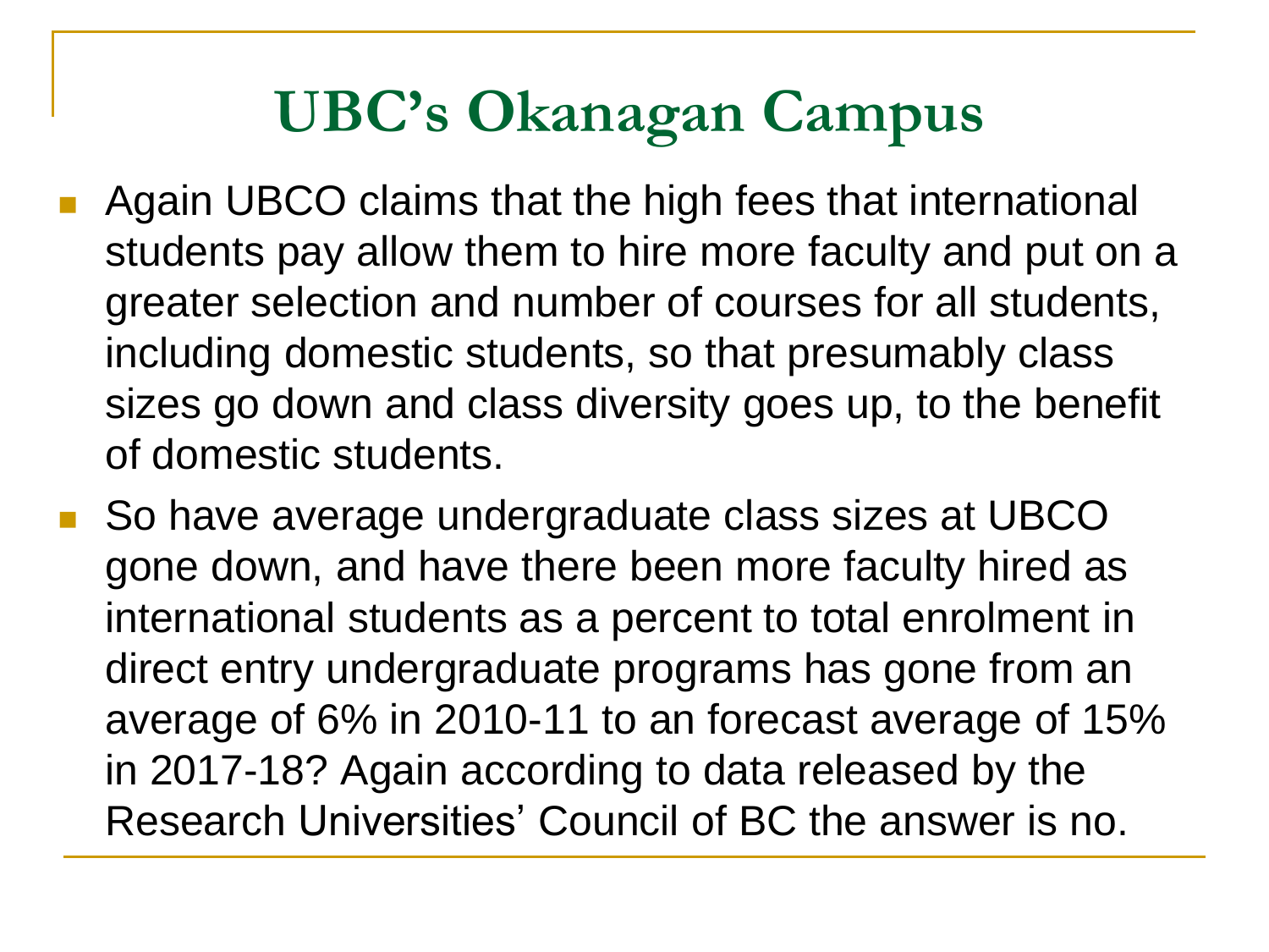# UBC's Okanagan Campus

- Again UBCO claims that the high fees that international students pay allow them to hire more faculty and put on a greater selection and number of courses for all students, including domestic students, so that presumably class sizes go down and class diversity goes up, to the benefit of domestic students.
- So have average undergraduate class sizes at UBCO gone down, and have there been more faculty hired as international students as a percent to total enrolment in direct entry undergraduate programs has gone from an average of 6% in 2010-11 to an forecast average of 15% in 2017-18? Again according to data released by the Research Universities' Council of BC the answer is no.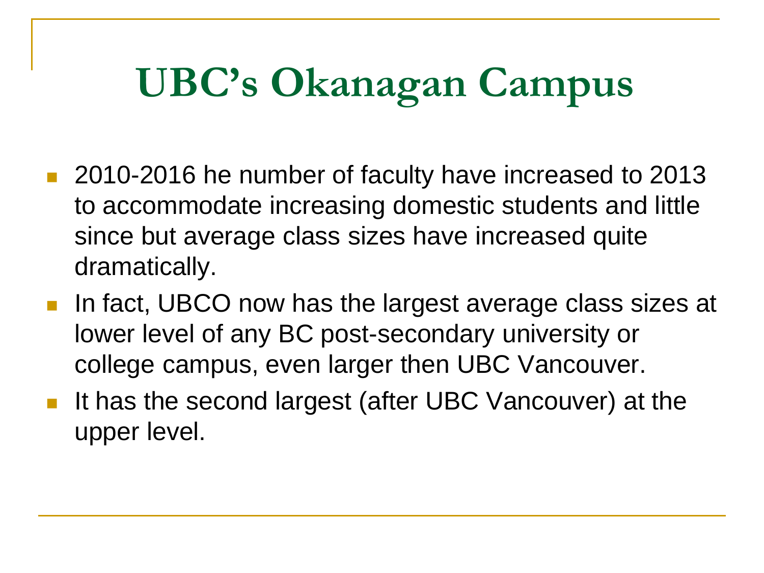# UBC's Okanagan Campus

- 2010-2016 he number of faculty have increased to 2013 to accommodate increasing domestic students and little since but average class sizes have increased quite dramatically.
- In fact, UBCO now has the largest average class sizes at lower level of any BC post-secondary university or college campus, even larger then UBC Vancouver.
- It has the second largest (after UBC Vancouver) at the upper level.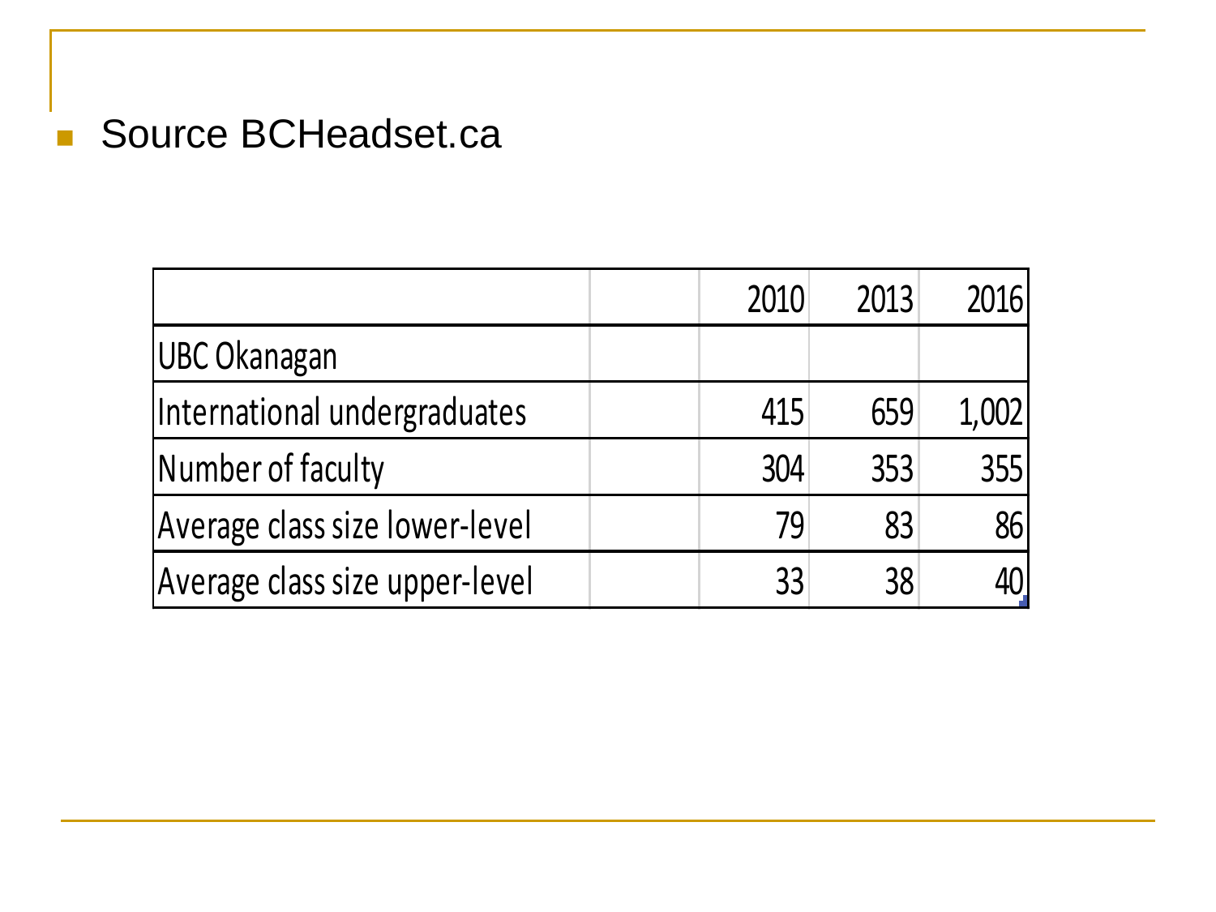- Source BCHeadset.ca

| | 2010 | 2013 | 2016 |
|---|---|---|---|
| UBC Okanagan | | | |
| International undergraduates | 415 | 659 | 1,002 |
| Number of faculty | 304 | 353 | 355 |
| Average class size lower-level | 79 | 83 | 86 |
| Average class size upper-level | 33 | 38 | 40 |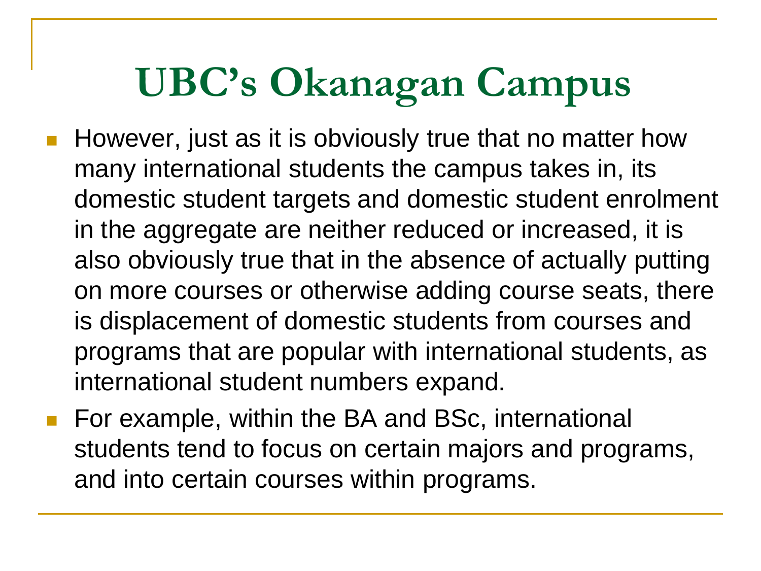# UBC's Okanagan Campus

- However, just as it is obviously true that no matter how many international students the campus takes in, its domestic student targets and domestic student enrolment in the aggregate are neither reduced or increased, it is also obviously true that in the absence of actually putting on more courses or otherwise adding course seats, there is displacement of domestic students from courses and programs that are popular with international students, as international student numbers expand.
- For example, within the BA and BSc, international students tend to focus on certain majors and programs, and into certain courses within programs.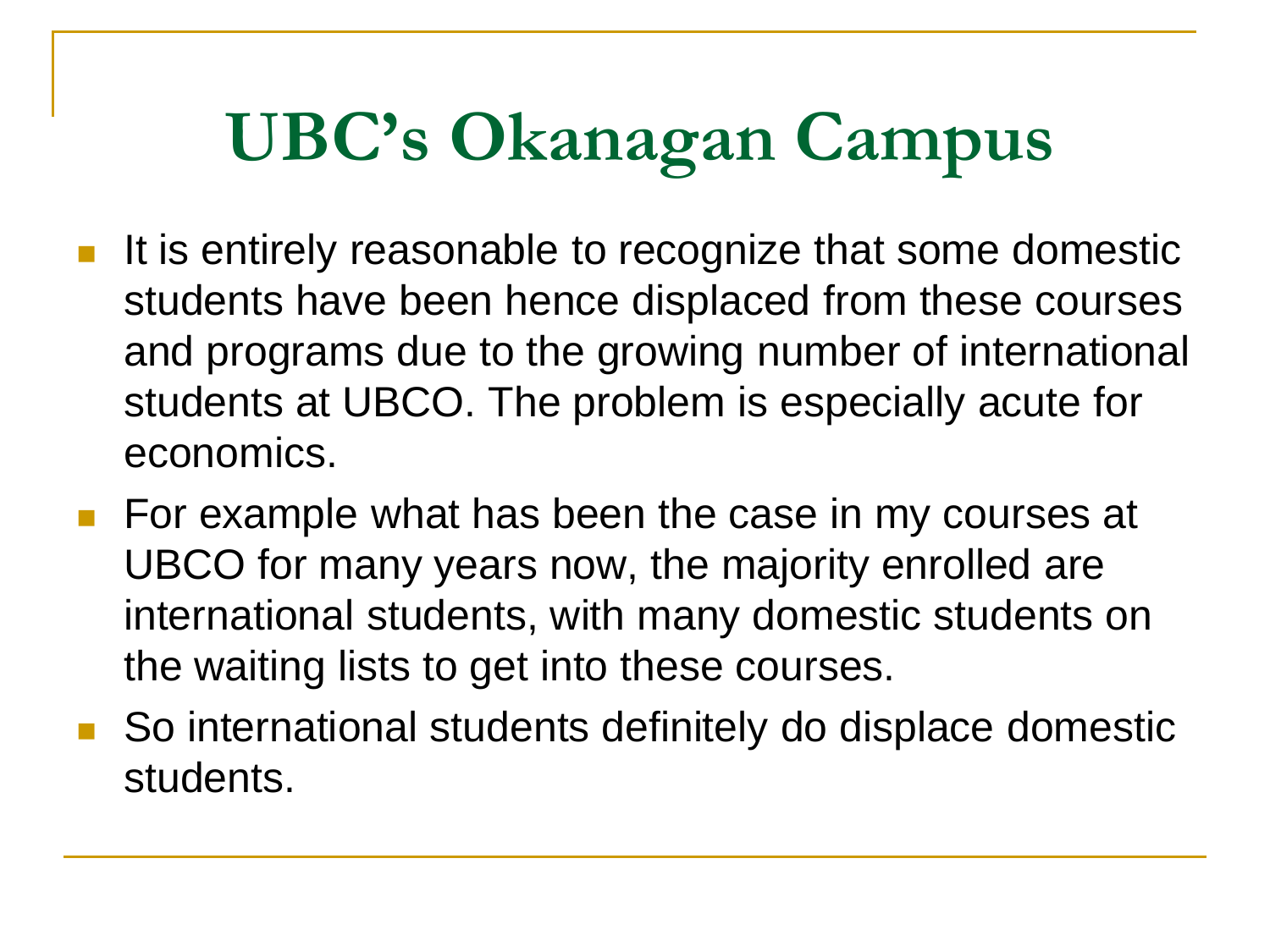# UBC's Okanagan Campus

- It is entirely reasonable to recognize that some domestic students have been hence displaced from these courses and programs due to the growing number of international students at UBCO. The problem is especially acute for economics.
- For example what has been the case in my courses at UBCO for many years now, the majority enrolled are international students, with many domestic students on the waiting lists to get into these courses.
- So international students definitely do displace domestic students.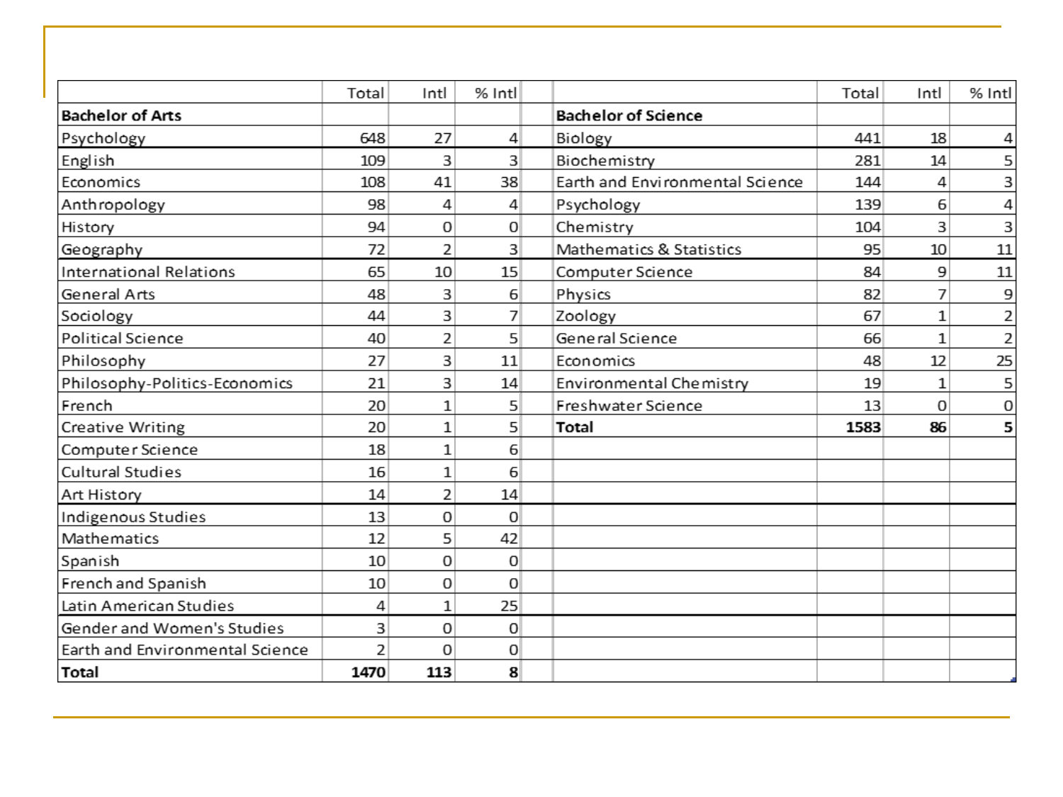| | Total | Intl | % Intl | | | Total | Intl | % Intl |
|---|---|---|---|---|---|---|---|---|
| **Bachelor of Arts** | | | | | **Bachelor of Science** | | | |
| Psychology | 648 | 27 | 4 | | Biology | 441 | 18 | 4 |
| English | 109 | 3 | 3 | | Biochemistry | 281 | 14 | 5 |
| Economics | 108 | 41 | 38 | | Earth and Environmental Science | 144 | 4 | 3 |
| Anthropology | 98 | 4 | 4 | | Psychology | 139 | 6 | 4 |
| History | 94 | 0 | 0 | | Chemistry | 104 | 3 | 3 |
| Geography | 72 | 2 | 3 | | Mathematics & Statistics | 95 | 10 | 11 |
| International Relations | 65 | 10 | 15 | | Computer Science | 84 | 9 | 11 |
| General Arts | 48 | 3 | 6 | | Physics | 82 | 7 | 9 |
| Sociology | 44 | 3 | 7 | | Zoology | 67 | 1 | 2 |
| Political Science | 40 | 2 | 5 | | General Science | 66 | 1 | 2 |
| Philosophy | 27 | 3 | 11 | | Economics | 48 | 12 | 25 |
| Philosophy-Politics-Economics | 21 | 3 | 14 | | Environmental Chemistry | 19 | 1 | 5 |
| French | 20 | 1 | 5 | | Freshwater Science | 13 | 0 | 0 |
| Creative Writing | 20 | 1 | 5 | | **Total** | **1583** | **86** | **5** |
| Computer Science | 18 | 1 | 6 | | | | | |
| Cultural Studies | 16 | 1 | 6 | | | | | |
| Art History | 14 | 2 | 14 | | | | | |
| Indigenous Studies | 13 | 0 | 0 | | | | | |
| Mathematics | 12 | 5 | 42 | | | | | |
| Spanish | 10 | 0 | 0 | | | | | |
| French and Spanish | 10 | 0 | 0 | | | | | |
| Latin American Studies | 4 | 1 | 25 | | | | | |
| Gender and Women's Studies | 3 | 0 | 0 | | | | | |
| Earth and Environmental Science | 2 | 0 | 0 | | | | | |
| **Total** | **1470** | **113** | **8** | | | | | |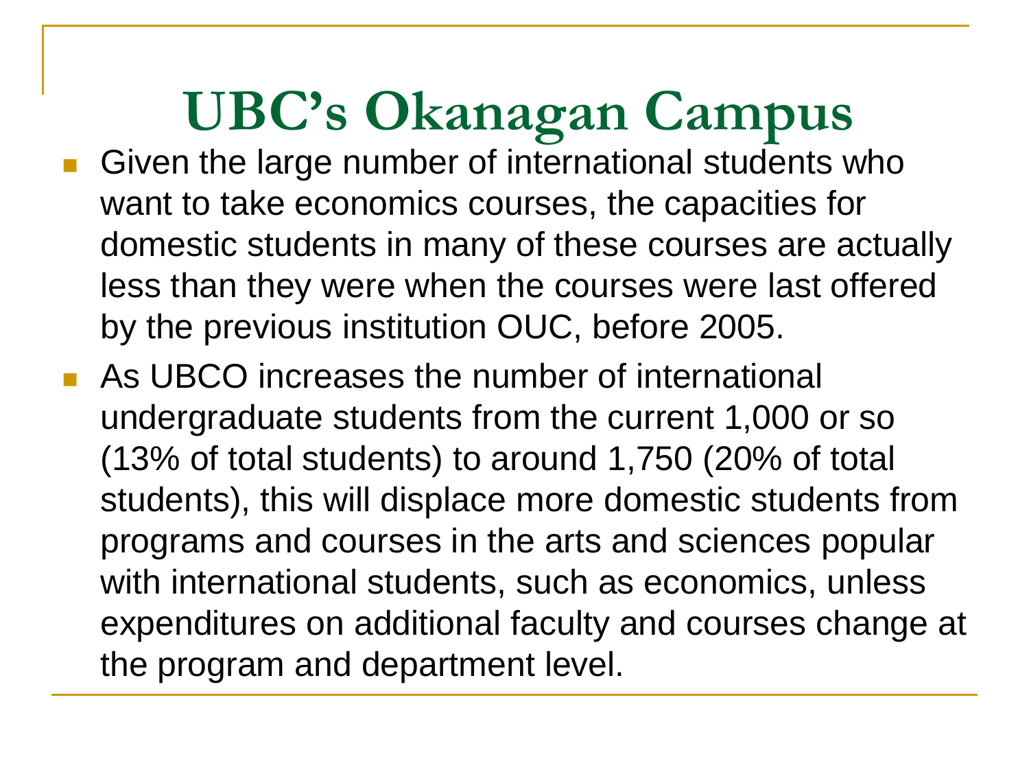# UBC's Okanagan Campus

- Given the large number of international students who want to take economics courses, the capacities for domestic students in many of these courses are actually less than they were when the courses were last offered by the previous institution OUC, before 2005.
- As UBCO increases the number of international undergraduate students from the current 1,000 or so (13% of total students) to around 1,750 (20% of total students), this will displace more domestic students from programs and courses in the arts and sciences popular with international students, such as economics, unless expenditures on additional faculty and courses change at the program and department level.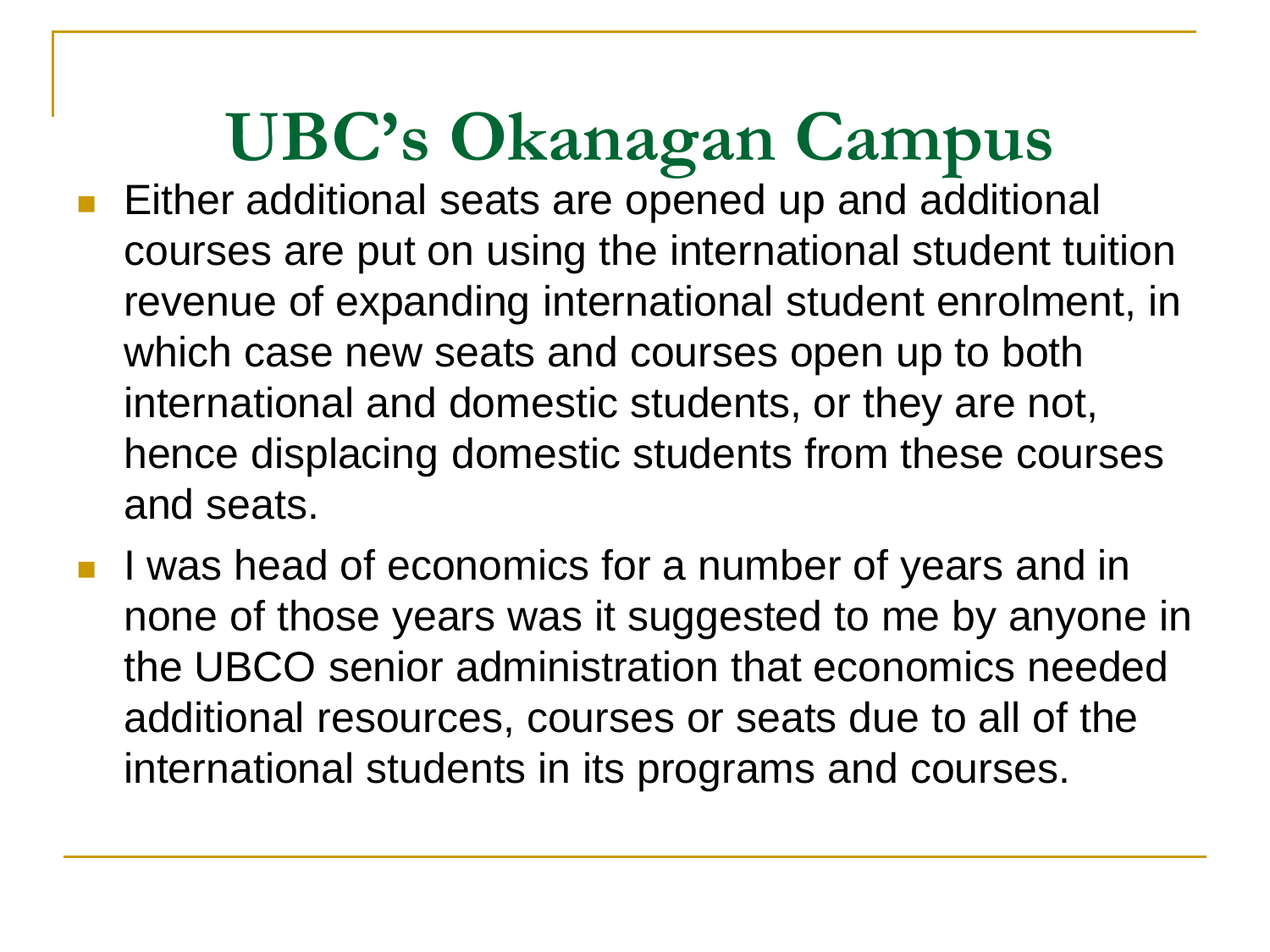# UBC's Okanagan Campus

- Either additional seats are opened up and additional courses are put on using the international student tuition revenue of expanding international student enrolment, in which case new seats and courses open up to both international and domestic students, or they are not, hence displacing domestic students from these courses and seats.
- I was head of economics for a number of years and in none of those years was it suggested to me by anyone in the UBCO senior administration that economics needed additional resources, courses or seats due to all of the international students in its programs and courses.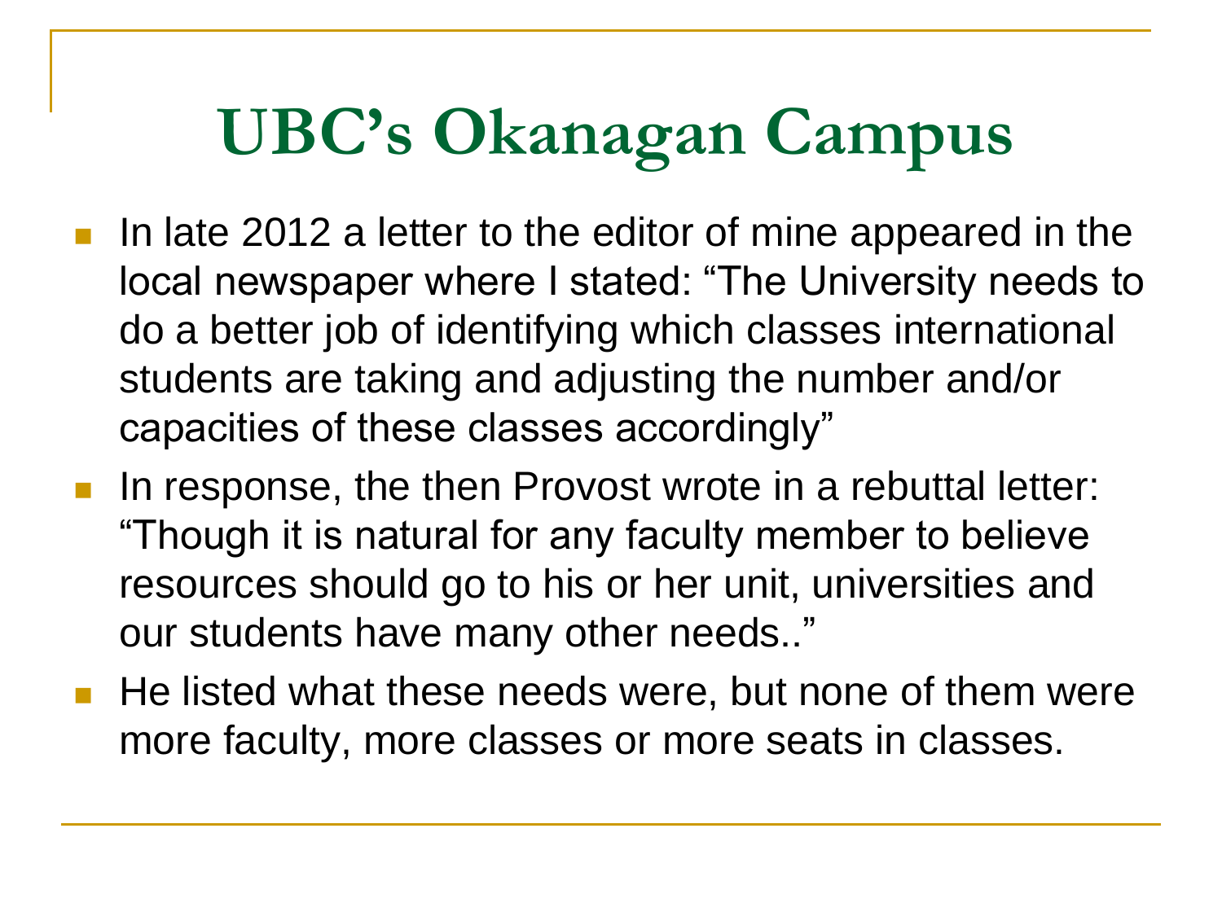# UBC's Okanagan Campus

- In late 2012 a letter to the editor of mine appeared in the local newspaper where I stated: "The University needs to do a better job of identifying which classes international students are taking and adjusting the number and/or capacities of these classes accordingly"
- In response, the then Provost wrote in a rebuttal letter: "Though it is natural for any faculty member to believe resources should go to his or her unit, universities and our students have many other needs.."
- He listed what these needs were, but none of them were more faculty, more classes or more seats in classes.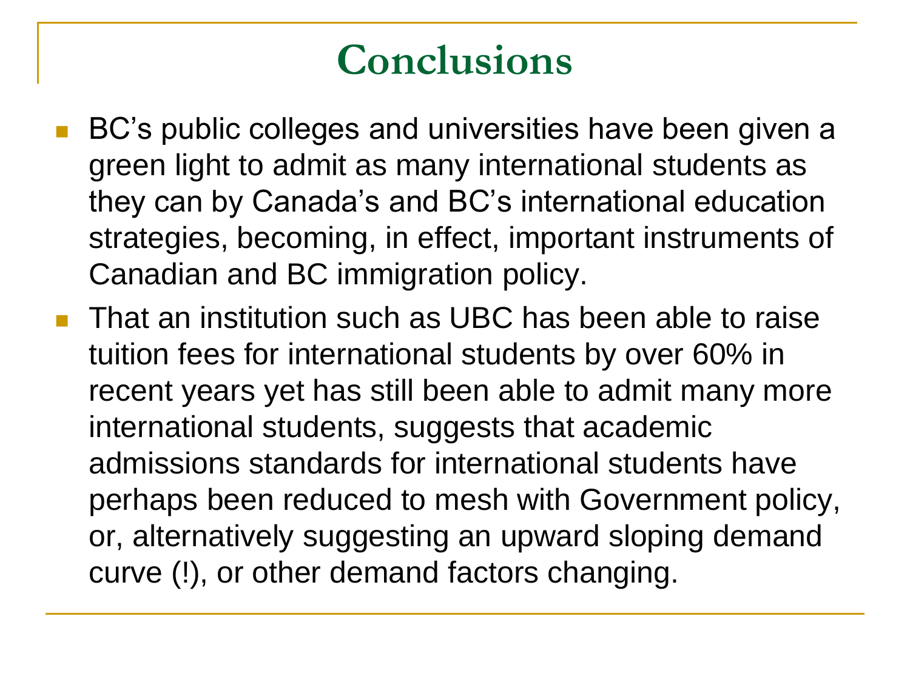# Conclusions

- BC's public colleges and universities have been given a green light to admit as many international students as they can by Canada's and BC's international education strategies, becoming, in effect, important instruments of Canadian and BC immigration policy.
- That an institution such as UBC has been able to raise tuition fees for international students by over 60% in recent years yet has still been able to admit many more international students, suggests that academic admissions standards for international students have perhaps been reduced to mesh with Government policy, or, alternatively suggesting an upward sloping demand curve (!), or other demand factors changing.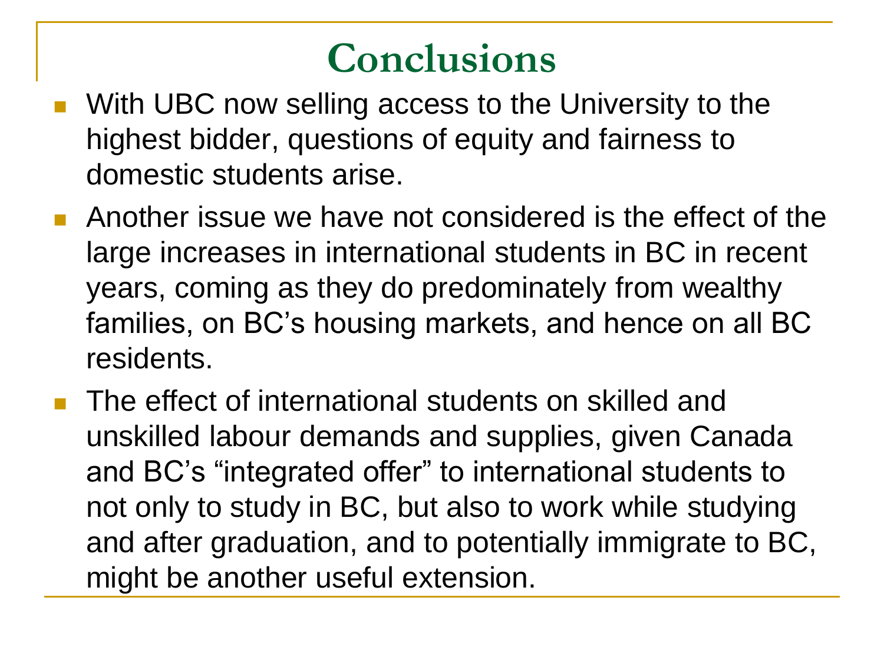# Conclusions

- With UBC now selling access to the University to the highest bidder, questions of equity and fairness to domestic students arise.
- Another issue we have not considered is the effect of the large increases in international students in BC in recent years, coming as they do predominately from wealthy families, on BC's housing markets, and hence on all BC residents.
- The effect of international students on skilled and unskilled labour demands and supplies, given Canada and BC's "integrated offer" to international students to not only to study in BC, but also to work while studying and after graduation, and to potentially immigrate to BC, might be another useful extension.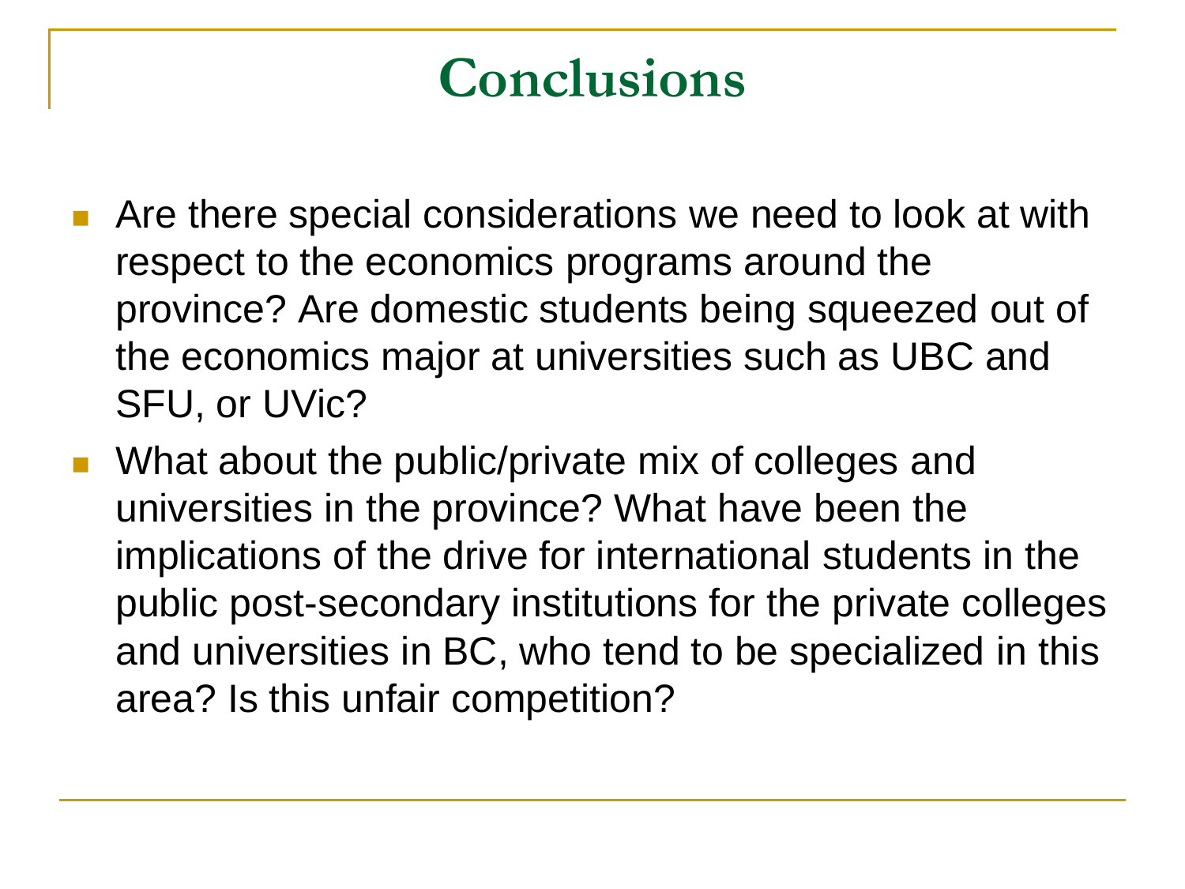# Conclusions

- Are there special considerations we need to look at with respect to the economics programs around the province? Are domestic students being squeezed out of the economics major at universities such as UBC and SFU, or UVic?
- What about the public/private mix of colleges and universities in the province? What have been the implications of the drive for international students in the public post-secondary institutions for the private colleges and universities in BC, who tend to be specialized in this area? Is this unfair competition?